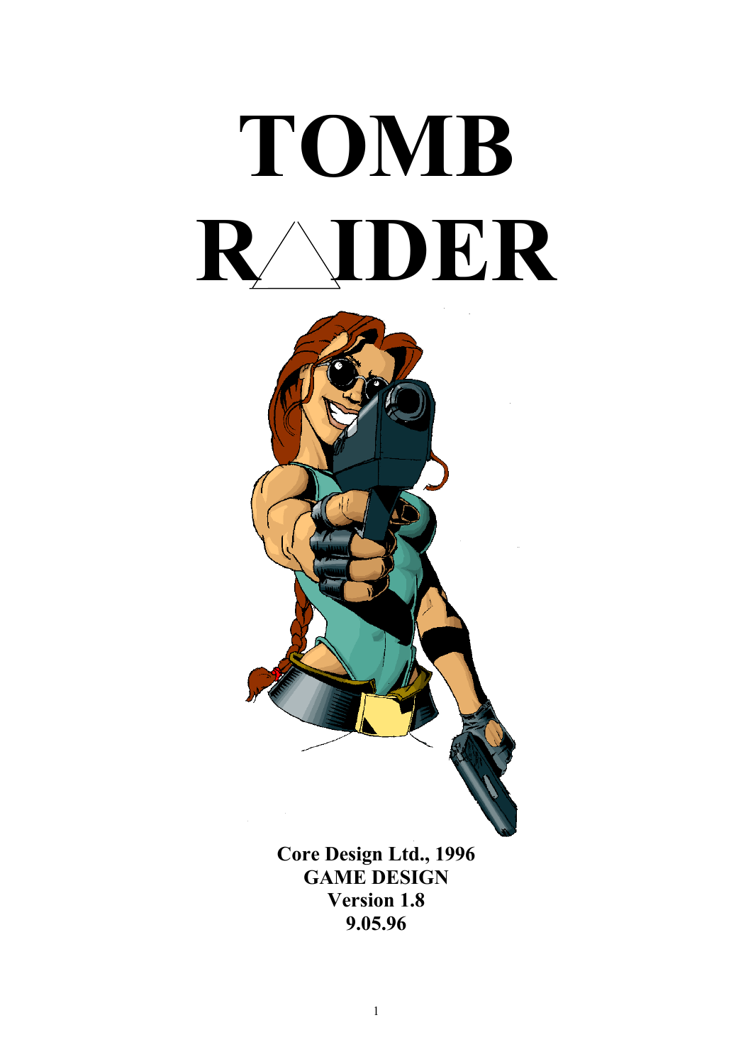# TOMB RAIDER

**Core Design Ltd., 1996**
**GAME DESIGN**
**Version 1.8**
**9.05.96**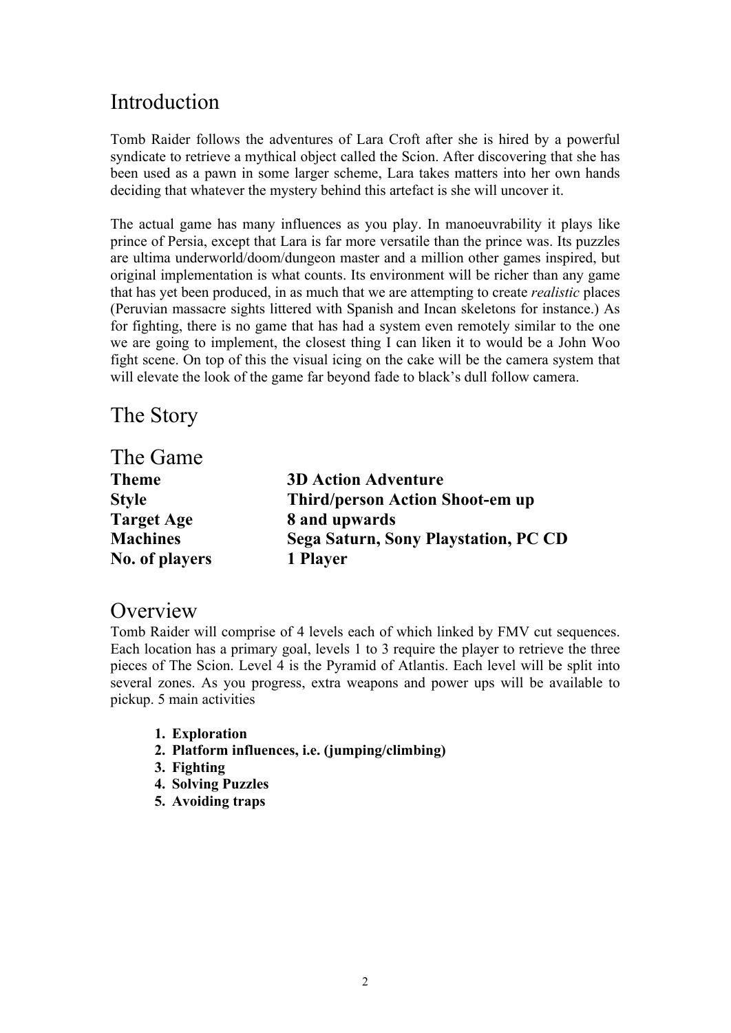# Introduction

Tomb Raider follows the adventures of Lara Croft after she is hired by a powerful syndicate to retrieve a mythical object called the Scion. After discovering that she has been used as a pawn in some larger scheme, Lara takes matters into her own hands deciding that whatever the mystery behind this artefact is she will uncover it.

The actual game has many influences as you play. In manoeuvrability it plays like prince of Persia, except that Lara is far more versatile than the prince was. Its puzzles are ultima underworld/doom/dungeon master and a million other games inspired, but original implementation is what counts. Its environment will be richer than any game that has yet been produced, in as much that we are attempting to create *realistic* places (Peruvian massacre sights littered with Spanish and Incan skeletons for instance.) As for fighting, there is no game that has had a system even remotely similar to the one we are going to implement, the closest thing I can liken it to would be a John Woo fight scene. On top of this the visual icing on the cake will be the camera system that will elevate the look of the game far beyond fade to black's dull follow camera.

# The Story

# The Game

| | |
|---|---|
| **Theme** | **3D Action Adventure** |
| **Style** | **Third/person Action Shoot-em up** |
| **Target Age** | **8 and upwards** |
| **Machines** | **Sega Saturn, Sony Playstation, PC CD** |
| **No. of players** | **1 Player** |

# Overview

Tomb Raider will comprise of 4 levels each of which linked by FMV cut sequences. Each location has a primary goal, levels 1 to 3 require the player to retrieve the three pieces of The Scion. Level 4 is the Pyramid of Atlantis. Each level will be split into several zones. As you progress, extra weapons and power ups will be available to pickup. 5 main activities

1. **Exploration**
2. **Platform influences, i.e. (jumping/climbing)**
3. **Fighting**
4. **Solving Puzzles**
5. **Avoiding traps**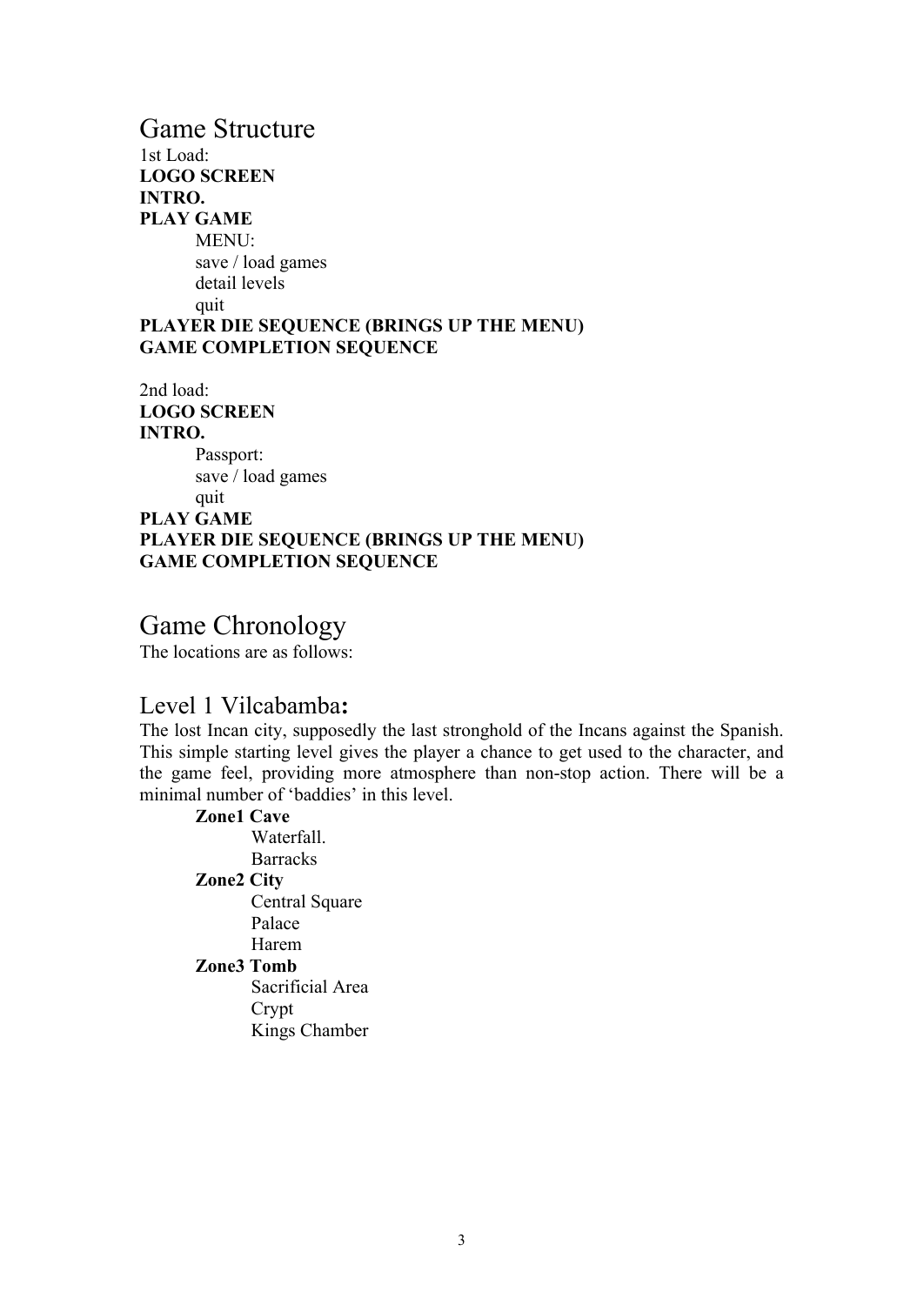## Game Structure

1st Load:
**LOGO SCREEN**
**INTRO.**
**PLAY GAME**

- MENU:
- save / load games
- detail levels
- quit

**PLAYER DIE SEQUENCE (BRINGS UP THE MENU)**
**GAME COMPLETION SEQUENCE**

2nd load:
**LOGO SCREEN**
**INTRO.**

- Passport:
- save / load games
- quit

**PLAY GAME**
**PLAYER DIE SEQUENCE (BRINGS UP THE MENU)**
**GAME COMPLETION SEQUENCE**

## Game Chronology

The locations are as follows:

### Level 1 Vilcabamba**:**

The lost Incan city, supposedly the last stronghold of the Incans against the Spanish. This simple starting level gives the player a chance to get used to the character, and the game feel, providing more atmosphere than non-stop action. There will be a minimal number of 'baddies' in this level.

- **Zone1 Cave**
  - Waterfall.
  - Barracks
- **Zone2 City**
  - Central Square
  - Palace
  - Harem
- **Zone3 Tomb**
  - Sacrificial Area
  - Crypt
  - Kings Chamber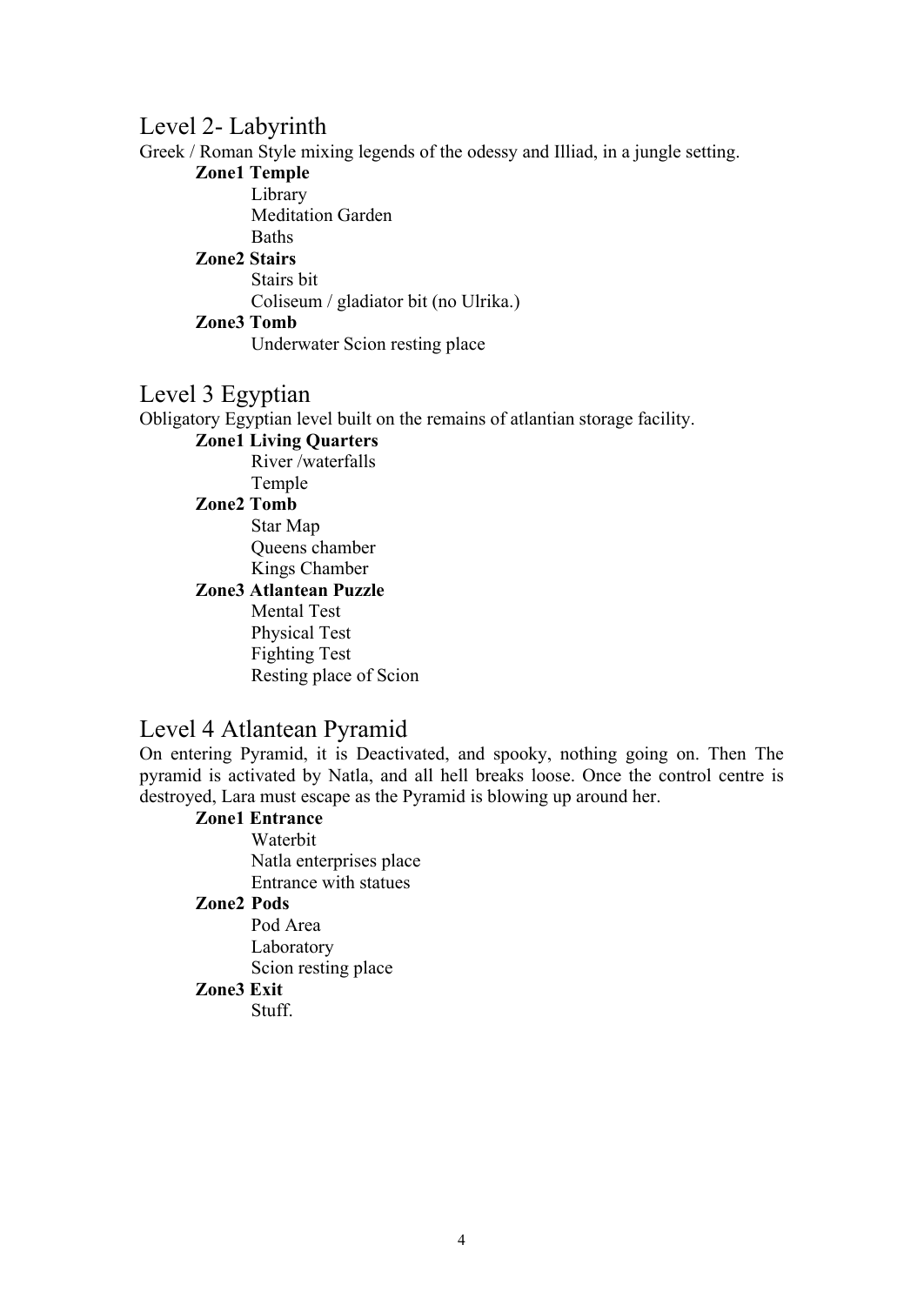## Level 2- Labyrinth

Greek / Roman Style mixing legends of the odessy and Illiad, in a jungle setting.

- **Zone1 Temple**
  - Library
  - Meditation Garden
  - Baths
- **Zone2 Stairs**
  - Stairs bit
  - Coliseum / gladiator bit (no Ulrika.)
- **Zone3 Tomb**
  - Underwater Scion resting place

## Level 3 Egyptian

Obligatory Egyptian level built on the remains of atlantian storage facility.

- **Zone1 Living Quarters**
  - River /waterfalls
  - Temple
- **Zone2 Tomb**
  - Star Map
  - Queens chamber
  - Kings Chamber
- **Zone3 Atlantean Puzzle**
  - Mental Test
  - Physical Test
  - Fighting Test
  - Resting place of Scion

## Level 4 Atlantean Pyramid

On entering Pyramid, it is Deactivated, and spooky, nothing going on. Then The pyramid is activated by Natla, and all hell breaks loose. Once the control centre is destroyed, Lara must escape as the Pyramid is blowing up around her.

- **Zone1 Entrance**
  - Waterbit
  - Natla enterprises place
  - Entrance with statues
- **Zone2 Pods**
  - Pod Area
  - Laboratory
  - Scion resting place
- **Zone3 Exit**
  - Stuff.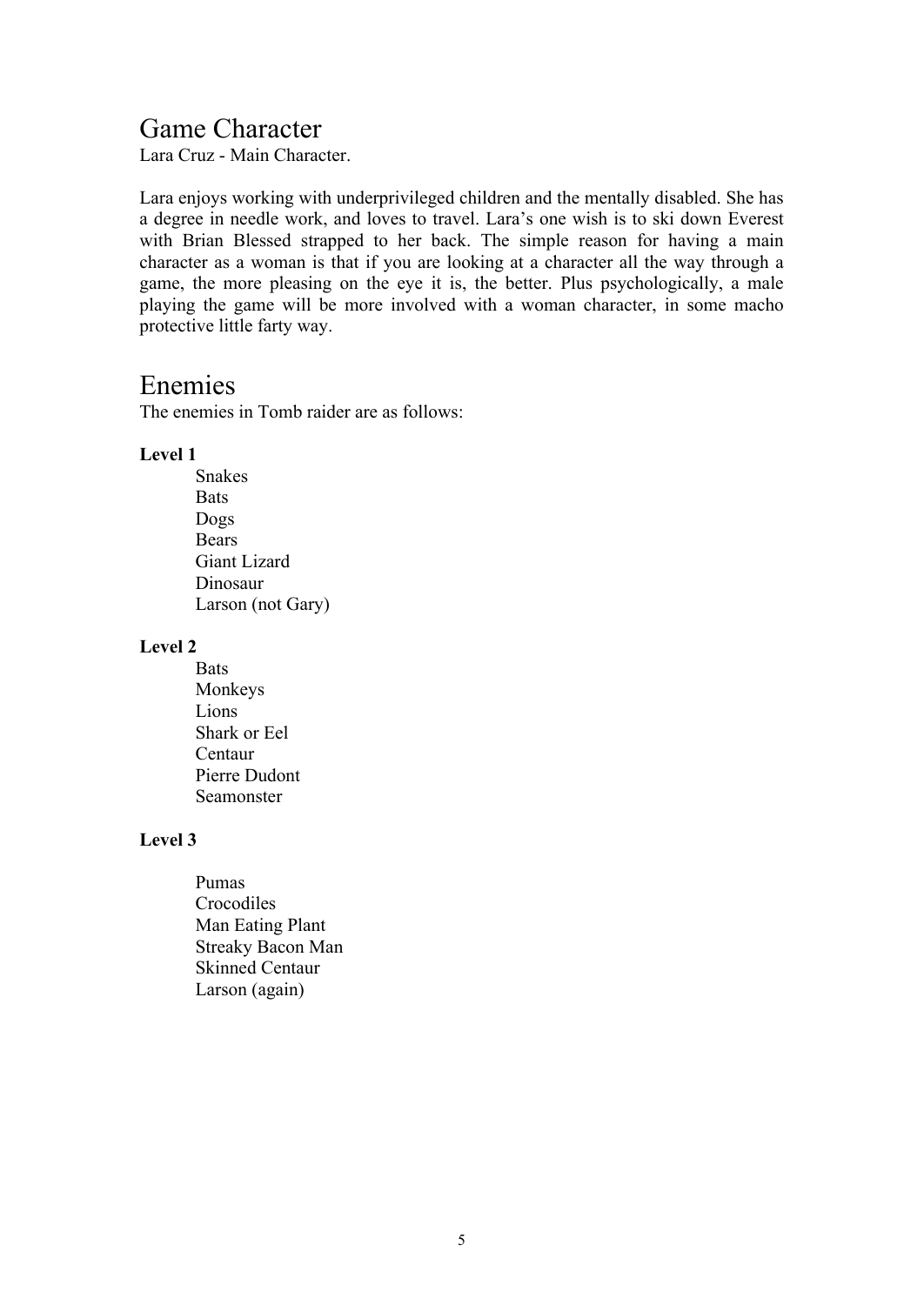## Game Character

Lara Cruz - Main Character.

Lara enjoys working with underprivileged children and the mentally disabled. She has a degree in needle work, and loves to travel. Lara's one wish is to ski down Everest with Brian Blessed strapped to her back. The simple reason for having a main character as a woman is that if you are looking at a character all the way through a game, the more pleasing on the eye it is, the better. Plus psychologically, a male playing the game will be more involved with a woman character, in some macho protective little farty way.

## Enemies

The enemies in Tomb raider are as follows:

**Level 1**

- Snakes
- Bats
- Dogs
- Bears
- Giant Lizard
- Dinosaur
- Larson (not Gary)

**Level 2**

- Bats
- Monkeys
- Lions
- Shark or Eel
- Centaur
- Pierre Dudont
- Seamonster

**Level 3**

- Pumas
- Crocodiles
- Man Eating Plant
- Streaky Bacon Man
- Skinned Centaur
- Larson (again)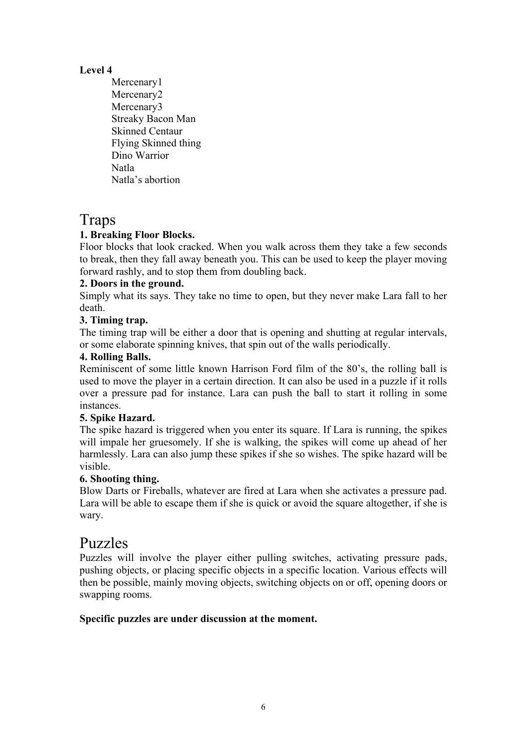**Level 4**

- Mercenary1
- Mercenary2
- Mercenary3
- Streaky Bacon Man
- Skinned Centaur
- Flying Skinned thing
- Dino Warrior
- Natla
- Natla's abortion

# Traps

**1. Breaking Floor Blocks.**

Floor blocks that look cracked. When you walk across them they take a few seconds to break, then they fall away beneath you. This can be used to keep the player moving forward rashly, and to stop them from doubling back.

**2. Doors in the ground.**

Simply what its says. They take no time to open, but they never make Lara fall to her death.

**3. Timing trap.**

The timing trap will be either a door that is opening and shutting at regular intervals, or some elaborate spinning knives, that spin out of the walls periodically.

**4. Rolling Balls.**

Reminiscent of some little known Harrison Ford film of the 80's, the rolling ball is used to move the player in a certain direction. It can also be used in a puzzle if it rolls over a pressure pad for instance. Lara can push the ball to start it rolling in some instances.

**5. Spike Hazard.**

The spike hazard is triggered when you enter its square. If Lara is running, the spikes will impale her gruesomely. If she is walking, the spikes will come up ahead of her harmlessly. Lara can also jump these spikes if she so wishes. The spike hazard will be visible.

**6. Shooting thing.**

Blow Darts or Fireballs, whatever are fired at Lara when she activates a pressure pad. Lara will be able to escape them if she is quick or avoid the square altogether, if she is wary.

# Puzzles

Puzzles will involve the player either pulling switches, activating pressure pads, pushing objects, or placing specific objects in a specific location. Various effects will then be possible, mainly moving objects, switching objects on or off, opening doors or swapping rooms.

**Specific puzzles are under discussion at the moment.**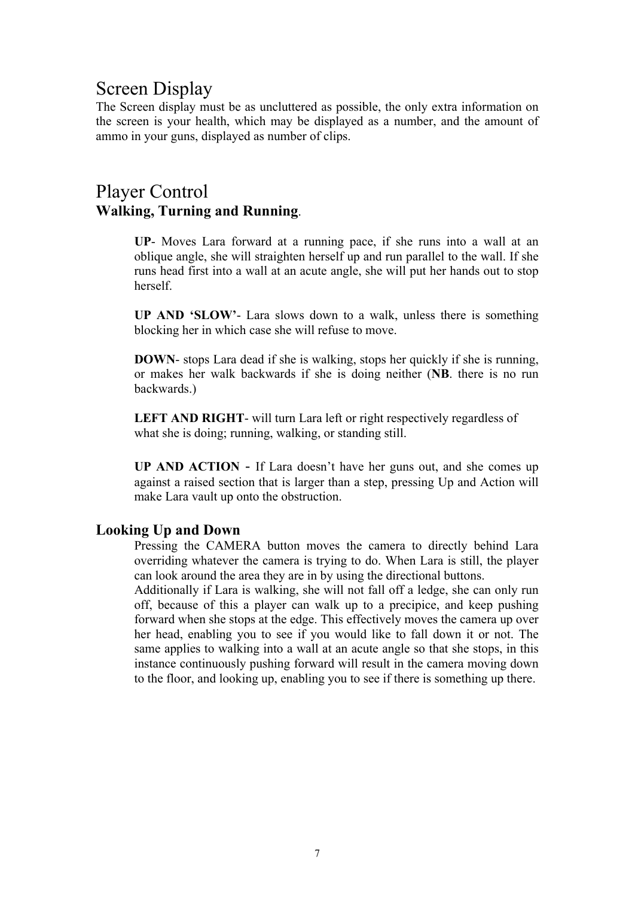## Screen Display

The Screen display must be as uncluttered as possible, the only extra information on the screen is your health, which may be displayed as a number, and the amount of ammo in your guns, displayed as number of clips.

## Player Control

### Walking, Turning and Running.

**UP**- Moves Lara forward at a running pace, if she runs into a wall at an oblique angle, she will straighten herself up and run parallel to the wall. If she runs head first into a wall at an acute angle, she will put her hands out to stop herself.

**UP AND 'SLOW'**- Lara slows down to a walk, unless there is something blocking her in which case she will refuse to move.

**DOWN**- stops Lara dead if she is walking, stops her quickly if she is running, or makes her walk backwards if she is doing neither (**NB**. there is no run backwards.)

**LEFT AND RIGHT**- will turn Lara left or right respectively regardless of what she is doing; running, walking, or standing still.

**UP AND ACTION -** If Lara doesn't have her guns out, and she comes up against a raised section that is larger than a step, pressing Up and Action will make Lara vault up onto the obstruction.

### Looking Up and Down

Pressing the CAMERA button moves the camera to directly behind Lara overriding whatever the camera is trying to do. When Lara is still, the player can look around the area they are in by using the directional buttons.
Additionally if Lara is walking, she will not fall off a ledge, she can only run off, because of this a player can walk up to a precipice, and keep pushing forward when she stops at the edge. This effectively moves the camera up over her head, enabling you to see if you would like to fall down it or not. The same applies to walking into a wall at an acute angle so that she stops, in this instance continuously pushing forward will result in the camera moving down to the floor, and looking up, enabling you to see if there is something up there.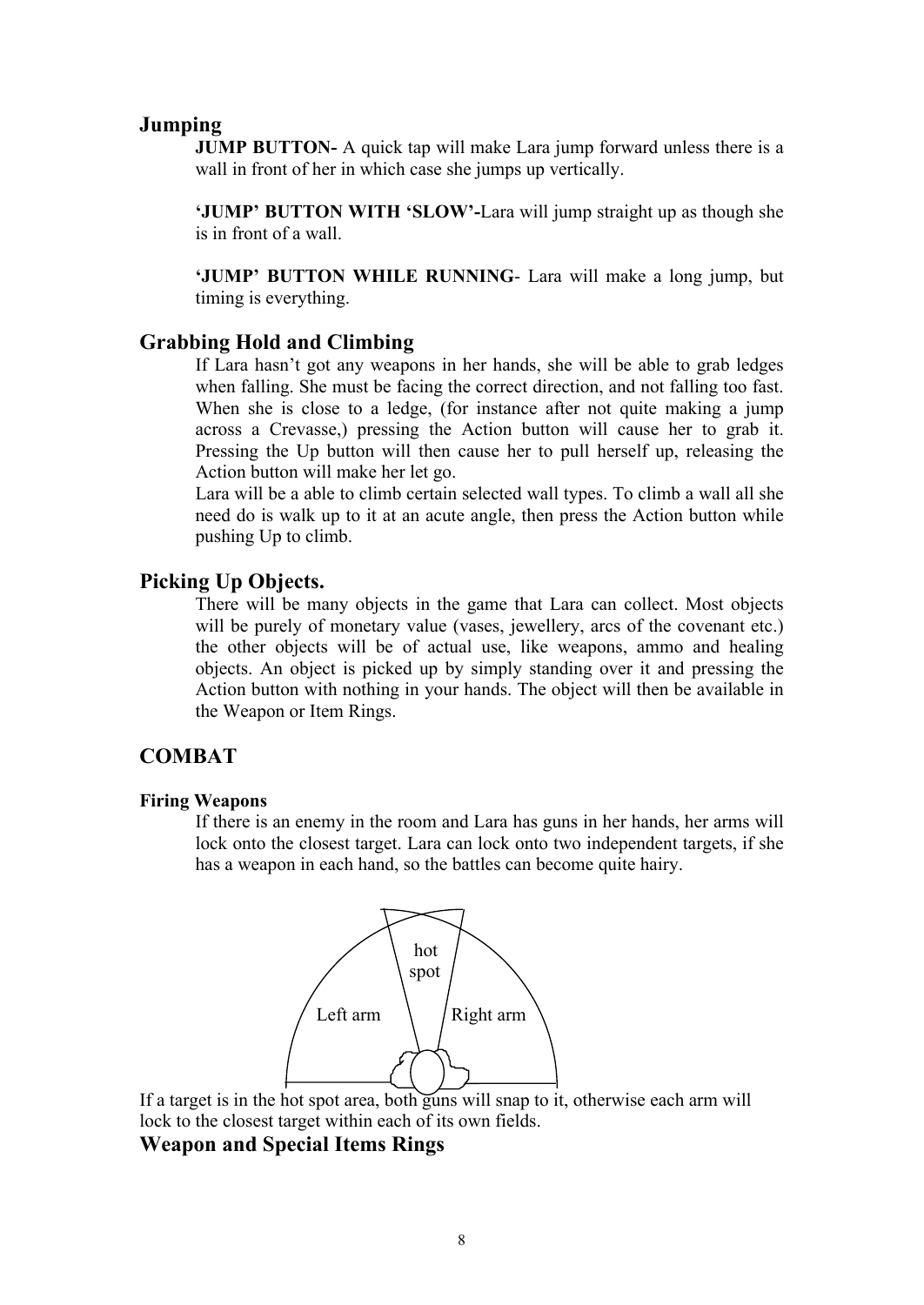## Jumping

**JUMP BUTTON-** A quick tap will make Lara jump forward unless there is a wall in front of her in which case she jumps up vertically.

**'JUMP' BUTTON WITH 'SLOW'-**Lara will jump straight up as though she is in front of a wall.

**'JUMP' BUTTON WHILE RUNNING**- Lara will make a long jump, but timing is everything.

## Grabbing Hold and Climbing

If Lara hasn't got any weapons in her hands, she will be able to grab ledges when falling. She must be facing the correct direction, and not falling too fast. When she is close to a ledge, (for instance after not quite making a jump across a Crevasse,) pressing the Action button will cause her to grab it. Pressing the Up button will then cause her to pull herself up, releasing the Action button will make her let go.

Lara will be a able to climb certain selected wall types. To climb a wall all she need do is walk up to it at an acute angle, then press the Action button while pushing Up to climb.

## Picking Up Objects.

There will be many objects in the game that Lara can collect. Most objects will be purely of monetary value (vases, jewellery, arcs of the covenant etc.) the other objects will be of actual use, like weapons, ammo and healing objects. An object is picked up by simply standing over it and pressing the Action button with nothing in your hands. The object will then be available in the Weapon or Item Rings.

## COMBAT

#### Firing Weapons

If there is an enemy in the room and Lara has guns in her hands, her arms will lock onto the closest target. Lara can lock onto two independent targets, if she has a weapon in each hand, so the battles can become quite hairy.

hot spot

Left arm

Right arm

If a target is in the hot spot area, both guns will snap to it, otherwise each arm will lock to the closest target within each of its own fields.

## Weapon and Special Items Rings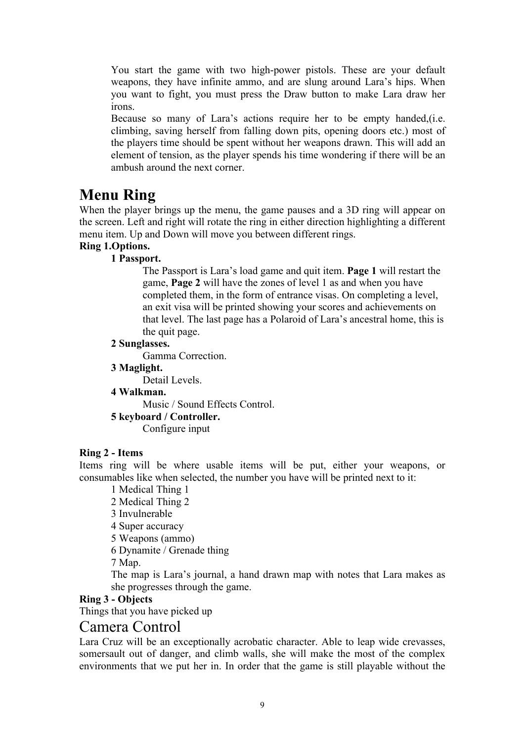You start the game with two high-power pistols. These are your default weapons, they have infinite ammo, and are slung around Lara's hips. When you want to fight, you must press the Draw button to make Lara draw her irons.

Because so many of Lara's actions require her to be empty handed,(i.e. climbing, saving herself from falling down pits, opening doors etc.) most of the players time should be spent without her weapons drawn. This will add an element of tension, as the player spends his time wondering if there will be an ambush around the next corner.

# Menu Ring

When the player brings up the menu, the game pauses and a 3D ring will appear on the screen. Left and right will rotate the ring in either direction highlighting a different menu item. Up and Down will move you between different rings.

**Ring 1.Options.**

**1 Passport.**

The Passport is Lara's load game and quit item. **Page 1** will restart the game, **Page 2** will have the zones of level 1 as and when you have completed them, in the form of entrance visas. On completing a level, an exit visa will be printed showing your scores and achievements on that level. The last page has a Polaroid of Lara's ancestral home, this is the quit page.

**2 Sunglasses.**

Gamma Correction.

**3 Maglight.**

Detail Levels.

**4 Walkman.**

Music / Sound Effects Control.

**5 keyboard / Controller.**

Configure input

**Ring 2 - Items**

Items ring will be where usable items will be put, either your weapons, or consumables like when selected, the number you have will be printed next to it:

1 Medical Thing 1
2 Medical Thing 2
3 Invulnerable
4 Super accuracy
5 Weapons (ammo)
6 Dynamite / Grenade thing
7 Map.

The map is Lara's journal, a hand drawn map with notes that Lara makes as she progresses through the game.

**Ring 3 - Objects**

Things that you have picked up

# Camera Control

Lara Cruz will be an exceptionally acrobatic character. Able to leap wide crevasses, somersault out of danger, and climb walls, she will make the most of the complex environments that we put her in. In order that the game is still playable without the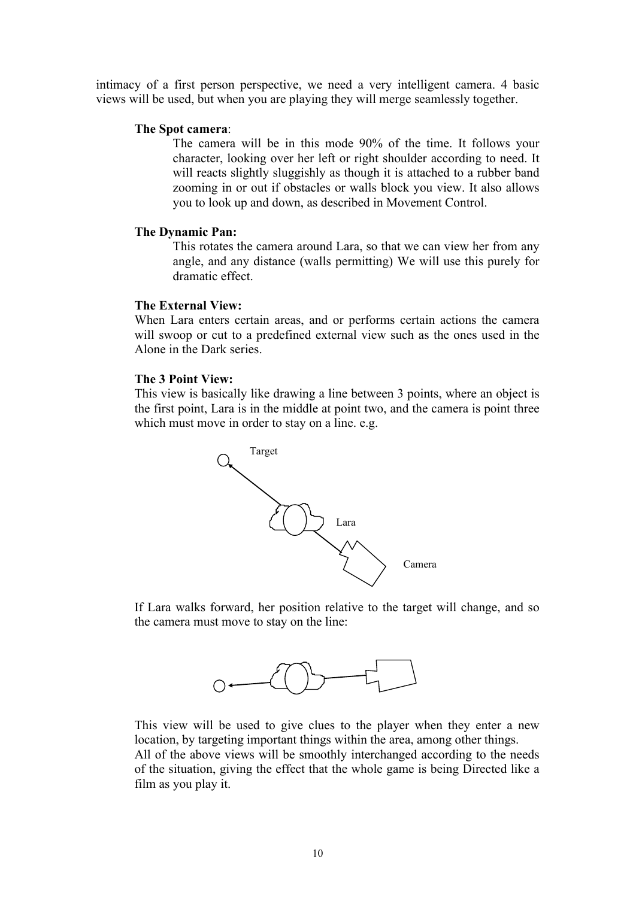intimacy of a first person perspective, we need a very intelligent camera. 4 basic views will be used, but when you are playing they will merge seamlessly together.

**The Spot camera**:

The camera will be in this mode 90% of the time. It follows your character, looking over her left or right shoulder according to need. It will reacts slightly sluggishly as though it is attached to a rubber band zooming in or out if obstacles or walls block you view. It also allows you to look up and down, as described in Movement Control.

**The Dynamic Pan:**

This rotates the camera around Lara, so that we can view her from any angle, and any distance (walls permitting) We will use this purely for dramatic effect.

**The External View:**

When Lara enters certain areas, and or performs certain actions the camera will swoop or cut to a predefined external view such as the ones used in the Alone in the Dark series.

**The 3 Point View:**

This view is basically like drawing a line between 3 points, where an object is the first point, Lara is in the middle at point two, and the camera is point three which must move in order to stay on a line. e.g.

Target

Lara

Camera

If Lara walks forward, her position relative to the target will change, and so the camera must move to stay on the line:

This view will be used to give clues to the player when they enter a new location, by targeting important things within the area, among other things.
All of the above views will be smoothly interchanged according to the needs of the situation, giving the effect that the whole game is being Directed like a film as you play it.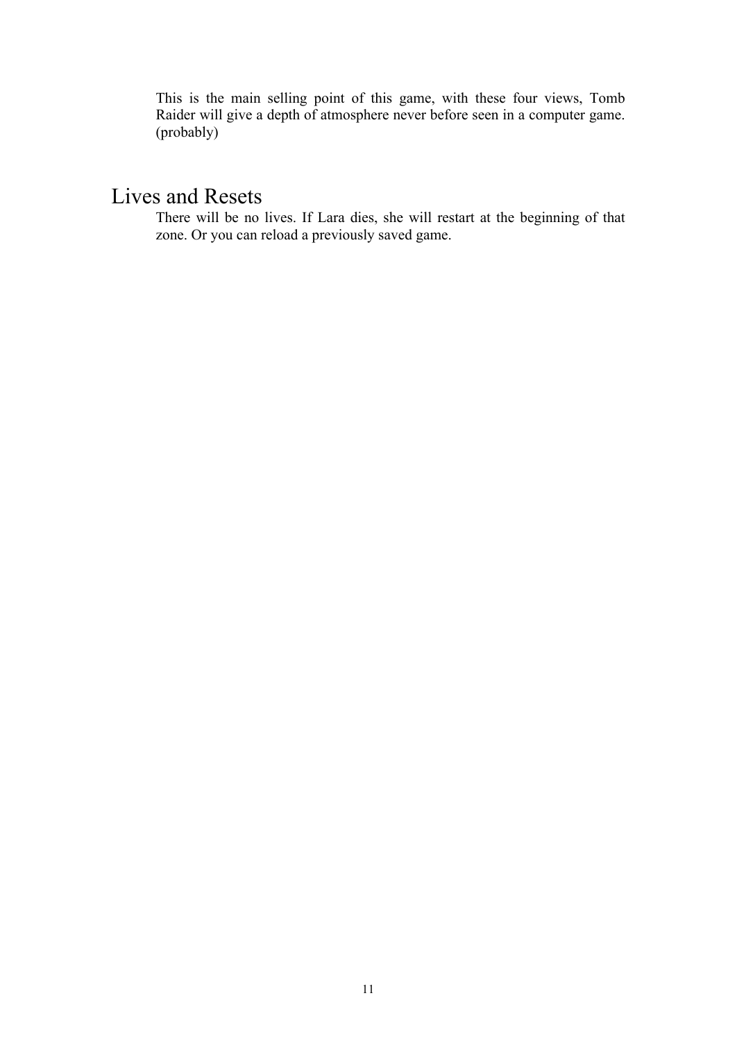This is the main selling point of this game, with these four views, Tomb Raider will give a depth of atmosphere never before seen in a computer game. (probably)

## Lives and Resets

There will be no lives. If Lara dies, she will restart at the beginning of that zone. Or you can reload a previously saved game.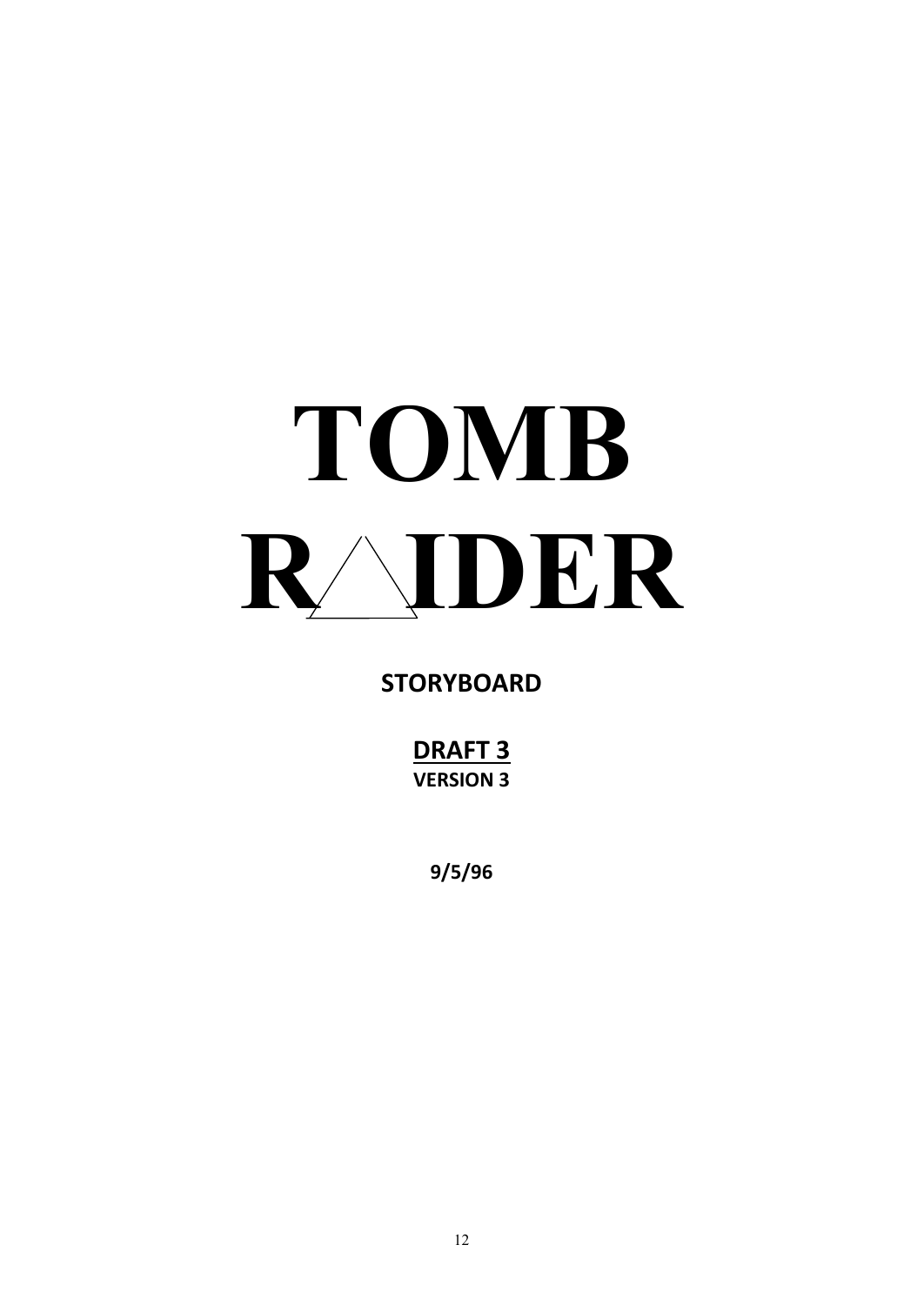# TOMB RAIDER

**STORYBOARD**

**DRAFT 3**
**VERSION 3**

**9/5/96**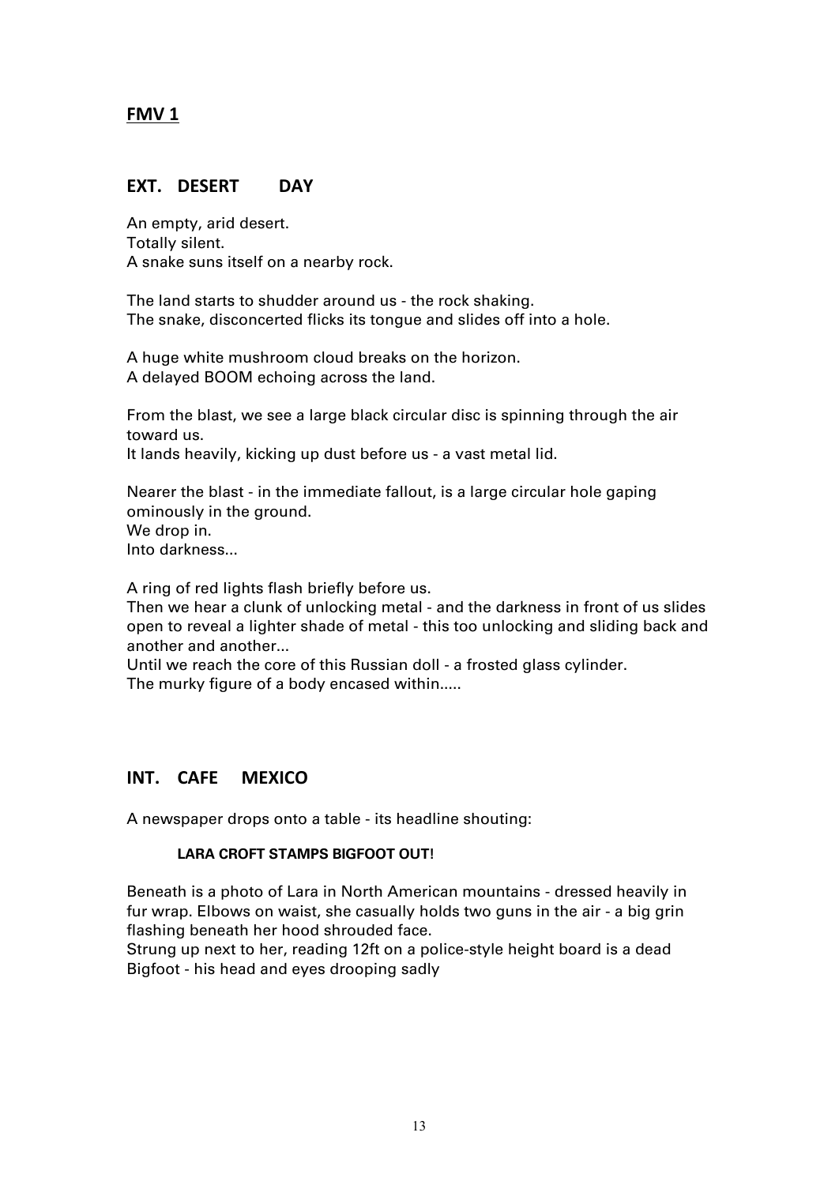## FMV 1

### EXT. DESERT DAY

An empty, arid desert.
Totally silent.
A snake suns itself on a nearby rock.

The land starts to shudder around us - the rock shaking.
The snake, disconcerted flicks its tongue and slides off into a hole.

A huge white mushroom cloud breaks on the horizon.
A delayed BOOM echoing across the land.

From the blast, we see a large black circular disc is spinning through the air toward us.
It lands heavily, kicking up dust before us - a vast metal lid.

Nearer the blast - in the immediate fallout, is a large circular hole gaping ominously in the ground.
We drop in.
Into darkness...

A ring of red lights flash briefly before us.
Then we hear a clunk of unlocking metal - and the darkness in front of us slides open to reveal a lighter shade of metal - this too unlocking and sliding back and another and another...
Until we reach the core of this Russian doll - a frosted glass cylinder.
The murky figure of a body encased within.....

### INT. CAFE MEXICO

A newspaper drops onto a table - its headline shouting:

**LARA CROFT STAMPS BIGFOOT OUT!**

Beneath is a photo of Lara in North American mountains - dressed heavily in fur wrap. Elbows on waist, she casually holds two guns in the air - a big grin flashing beneath her hood shrouded face.
Strung up next to her, reading 12ft on a police-style height board is a dead Bigfoot - his head and eyes drooping sadly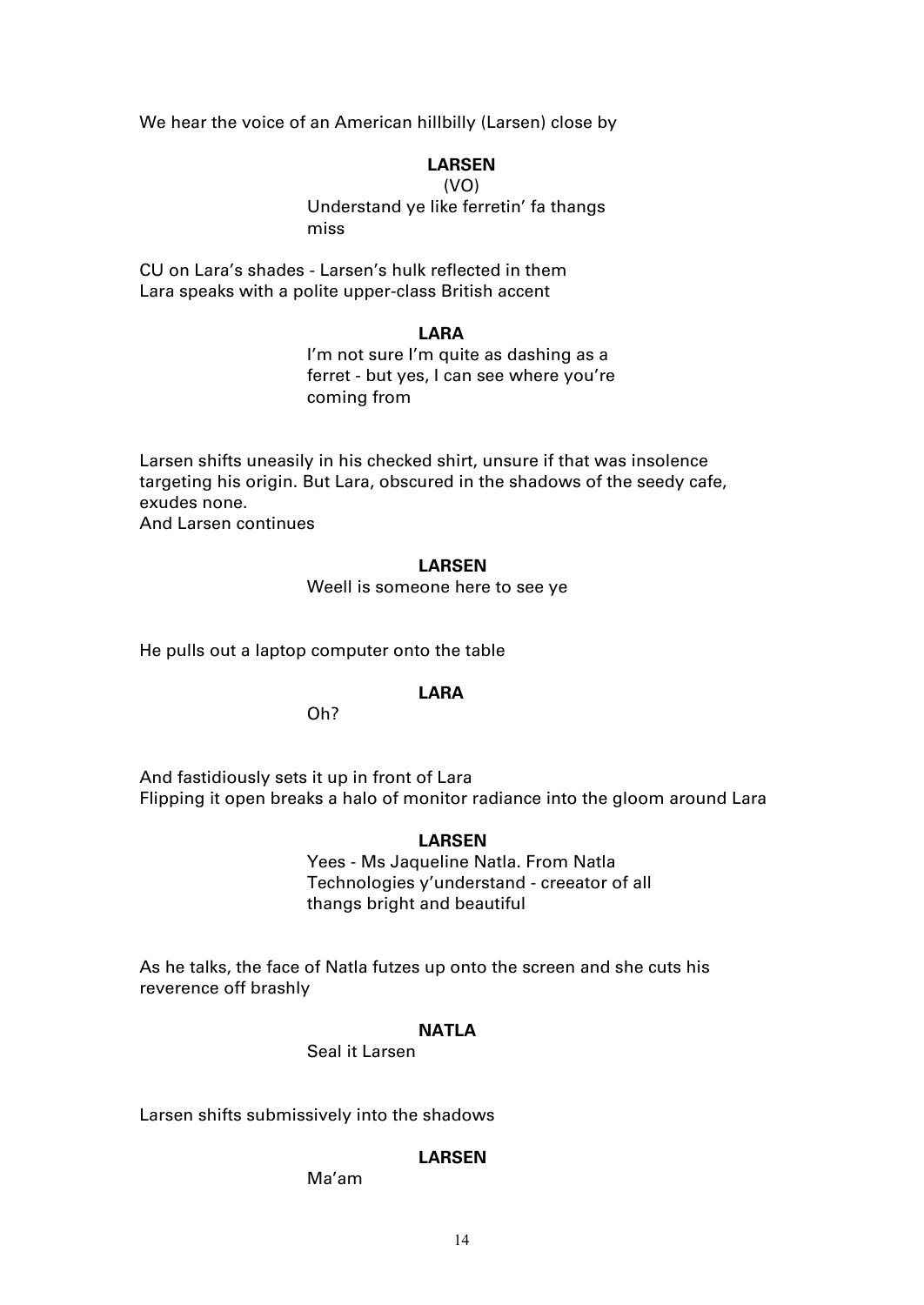We hear the voice of an American hillbilly (Larsen) close by

**LARSEN**
(VO)
Understand ye like ferretin' fa thangs miss

CU on Lara's shades - Larsen's hulk reflected in them
Lara speaks with a polite upper-class British accent

**LARA**
I'm not sure I'm quite as dashing as a ferret - but yes, I can see where you're coming from

Larsen shifts uneasily in his checked shirt, unsure if that was insolence targeting his origin. But Lara, obscured in the shadows of the seedy cafe, exudes none.
And Larsen continues

**LARSEN**
Weell is someone here to see ye

He pulls out a laptop computer onto the table

**LARA**
Oh?

And fastidiously sets it up in front of Lara
Flipping it open breaks a halo of monitor radiance into the gloom around Lara

**LARSEN**
Yees - Ms Jaqueline Natla. From Natla Technologies y'understand - creeator of all thangs bright and beautiful

As he talks, the face of Natla futzes up onto the screen and she cuts his reverence off brashly

**NATLA**
Seal it Larsen

Larsen shifts submissively into the shadows

**LARSEN**
Ma'am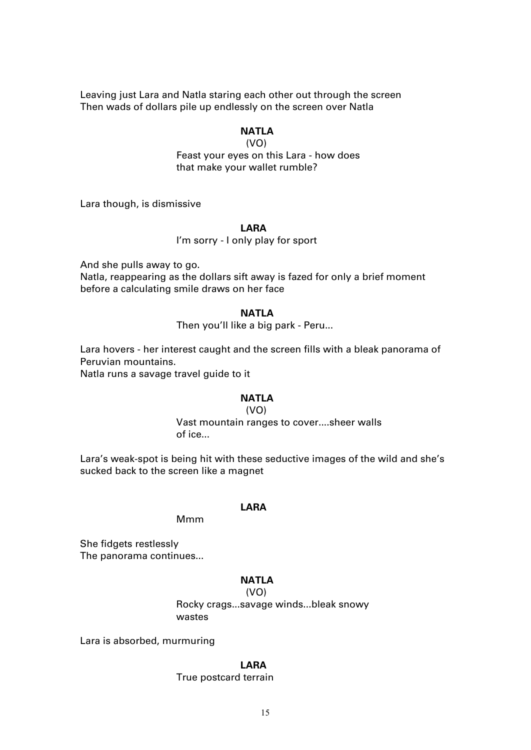Leaving just Lara and Natla staring each other out through the screen
Then wads of dollars pile up endlessly on the screen over Natla

**NATLA**
(VO)
Feast your eyes on this Lara - how does that make your wallet rumble?

Lara though, is dismissive

**LARA**
I'm sorry - I only play for sport

And she pulls away to go.
Natla, reappearing as the dollars sift away is fazed for only a brief moment before a calculating smile draws on her face

**NATLA**
Then you'll like a big park - Peru...

Lara hovers - her interest caught and the screen fills with a bleak panorama of Peruvian mountains.
Natla runs a savage travel guide to it

**NATLA**
(VO)
Vast mountain ranges to cover....sheer walls of ice...

Lara's weak-spot is being hit with these seductive images of the wild and she's sucked back to the screen like a magnet

**LARA**
Mmm

She fidgets restlessly
The panorama continues...

**NATLA**
(VO)
Rocky crags...savage winds...bleak snowy wastes

Lara is absorbed, murmuring

**LARA**
True postcard terrain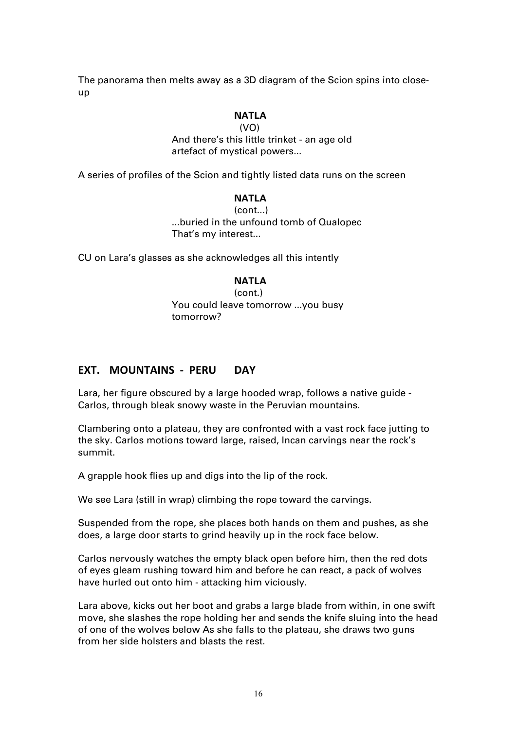The panorama then melts away as a 3D diagram of the Scion spins into close-up

**NATLA**
(VO)
And there's this little trinket - an age old artefact of mystical powers...

A series of profiles of the Scion and tightly listed data runs on the screen

**NATLA**
(cont...)
...buried in the unfound tomb of Qualopec
That's my interest...

CU on Lara's glasses as she acknowledges all this intently

**NATLA**
(cont.)
You could leave tomorrow ...you busy tomorrow?

## EXT. MOUNTAINS - PERU DAY

Lara, her figure obscured by a large hooded wrap, follows a native guide - Carlos, through bleak snowy waste in the Peruvian mountains.

Clambering onto a plateau, they are confronted with a vast rock face jutting to the sky. Carlos motions toward large, raised, Incan carvings near the rock's summit.

A grapple hook flies up and digs into the lip of the rock.

We see Lara (still in wrap) climbing the rope toward the carvings.

Suspended from the rope, she places both hands on them and pushes, as she does, a large door starts to grind heavily up in the rock face below.

Carlos nervously watches the empty black open before him, then the red dots of eyes gleam rushing toward him and before he can react, a pack of wolves have hurled out onto him - attacking him viciously.

Lara above, kicks out her boot and grabs a large blade from within, in one swift move, she slashes the rope holding her and sends the knife sluing into the head of one of the wolves below As she falls to the plateau, she draws two guns from her side holsters and blasts the rest.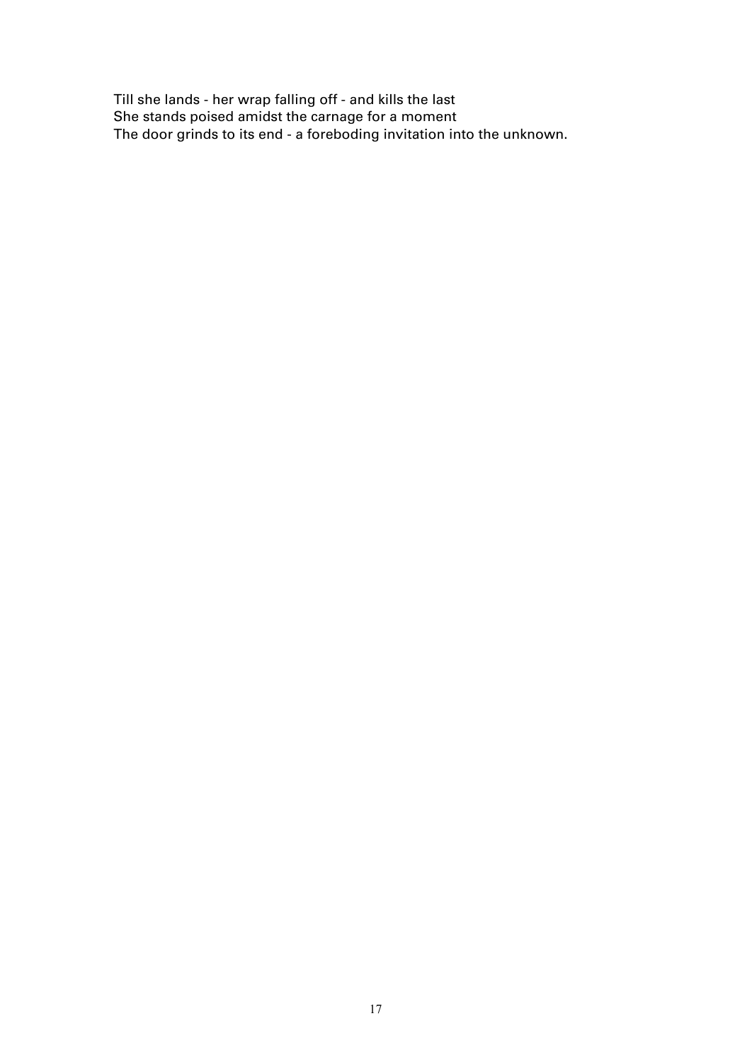Till she lands - her wrap falling off - and kills the last
She stands poised amidst the carnage for a moment
The door grinds to its end - a foreboding invitation into the unknown.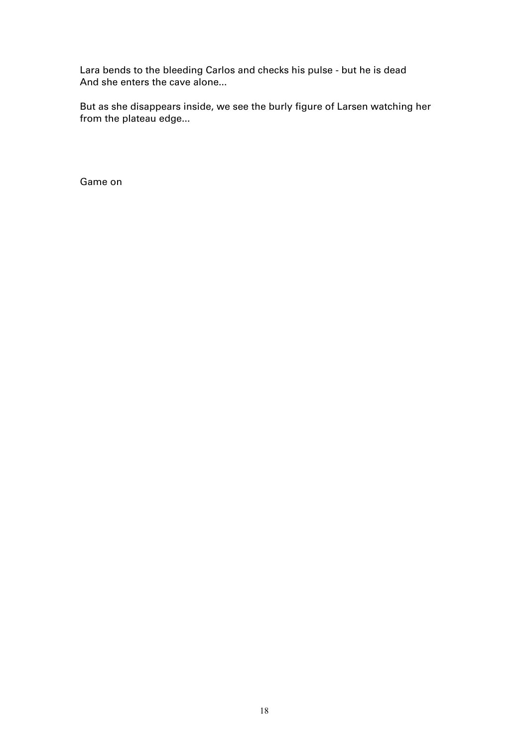Lara bends to the bleeding Carlos and checks his pulse - but he is dead
And she enters the cave alone...

But as she disappears inside, we see the burly figure of Larsen watching her from the plateau edge...

Game on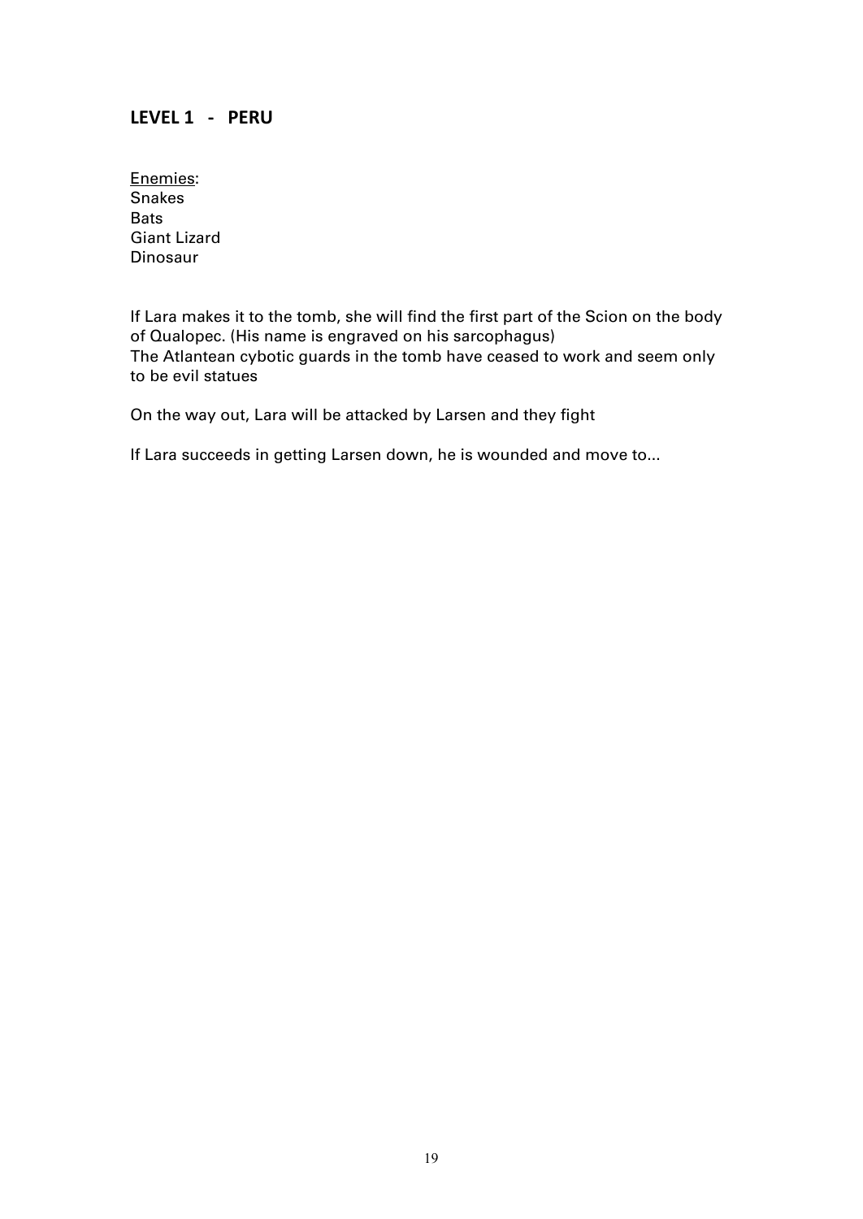## LEVEL 1 - PERU

<u>Enemies</u>:
Snakes
Bats
Giant Lizard
Dinosaur

If Lara makes it to the tomb, she will find the first part of the Scion on the body of Qualopec. (His name is engraved on his sarcophagus)
The Atlantean cybotic guards in the tomb have ceased to work and seem only to be evil statues

On the way out, Lara will be attacked by Larsen and they fight

If Lara succeeds in getting Larsen down, he is wounded and move to...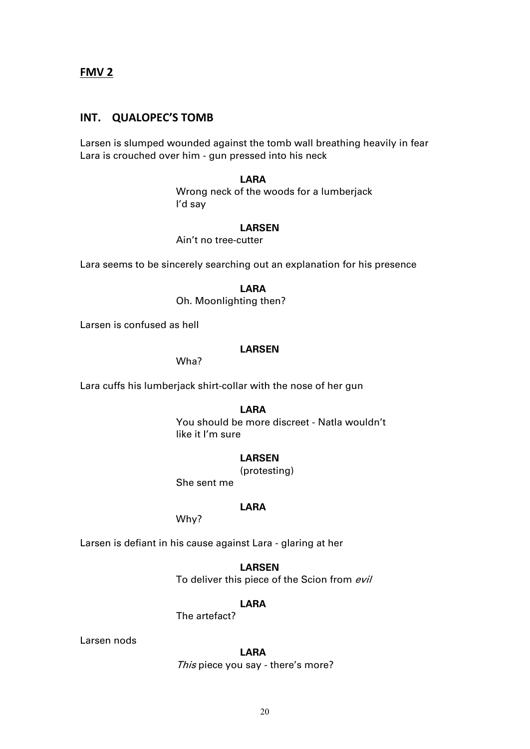**FMV 2**

## INT. QUALOPEC'S TOMB

Larsen is slumped wounded against the tomb wall breathing heavily in fear
Lara is crouched over him - gun pressed into his neck

**LARA**

Wrong neck of the woods for a lumberjack
I'd say

**LARSEN**

Ain't no tree-cutter

Lara seems to be sincerely searching out an explanation for his presence

**LARA**

Oh. Moonlighting then?

Larsen is confused as hell

**LARSEN**

Wha?

Lara cuffs his lumberjack shirt-collar with the nose of her gun

**LARA**

You should be more discreet - Natla wouldn't
like it I'm sure

**LARSEN**

(protesting)

She sent me

**LARA**

Why?

Larsen is defiant in his cause against Lara - glaring at her

**LARSEN**

To deliver this piece of the Scion from *evil*

**LARA**

The artefact?

Larsen nods

**LARA**

*This* piece you say - there's more?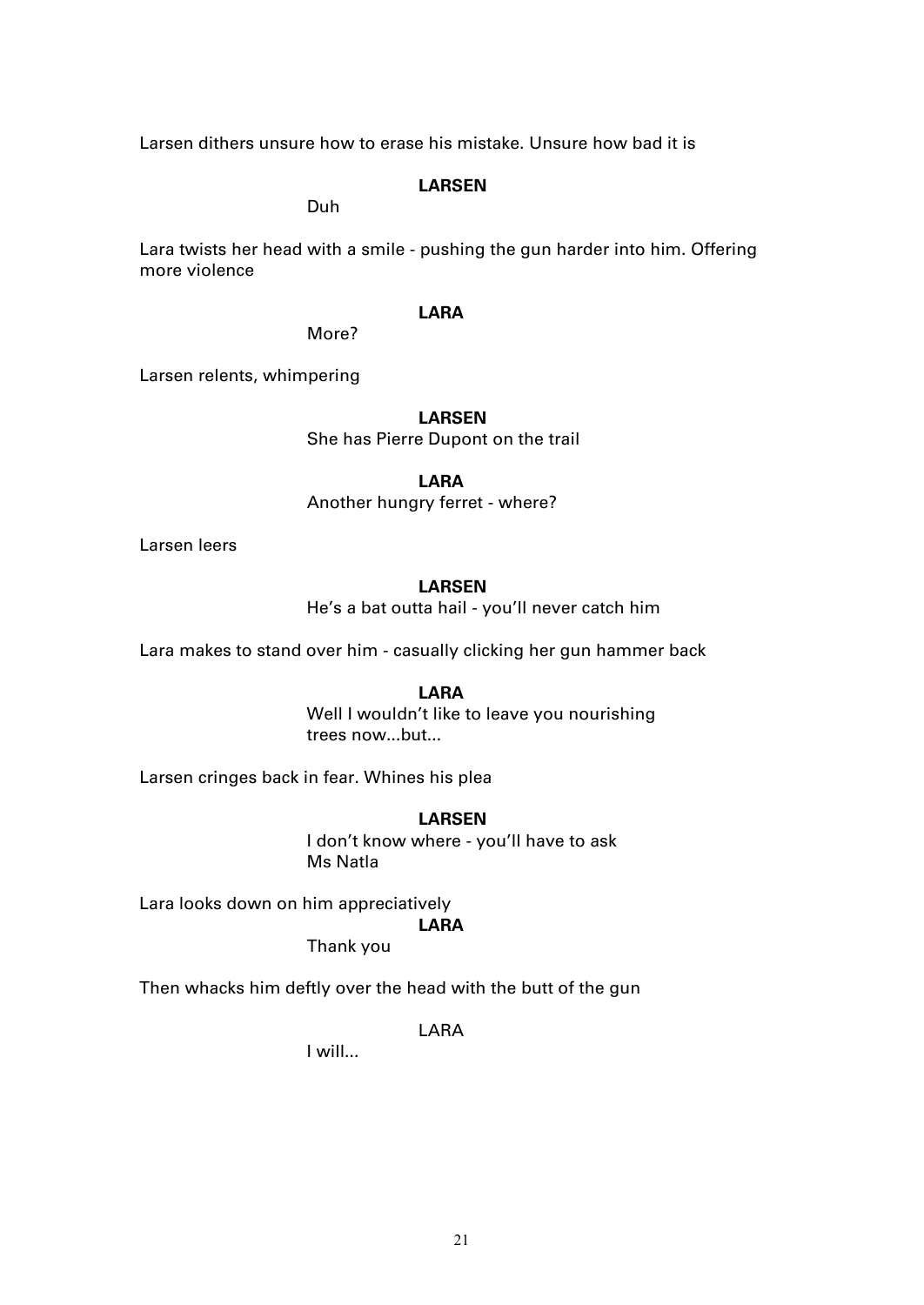Larsen dithers unsure how to erase his mistake. Unsure how bad it is

**LARSEN**

Duh

Lara twists her head with a smile - pushing the gun harder into him. Offering more violence

**LARA**

More?

Larsen relents, whimpering

**LARSEN**

She has Pierre Dupont on the trail

**LARA**

Another hungry ferret - where?

Larsen leers

**LARSEN**

He's a bat outta hail - you'll never catch him

Lara makes to stand over him - casually clicking her gun hammer back

**LARA**

Well I wouldn't like to leave you nourishing trees now...but...

Larsen cringes back in fear. Whines his plea

**LARSEN**

I don't know where - you'll have to ask Ms Natla

Lara looks down on him appreciatively

**LARA**

Thank you

Then whacks him deftly over the head with the butt of the gun

LARA

I will...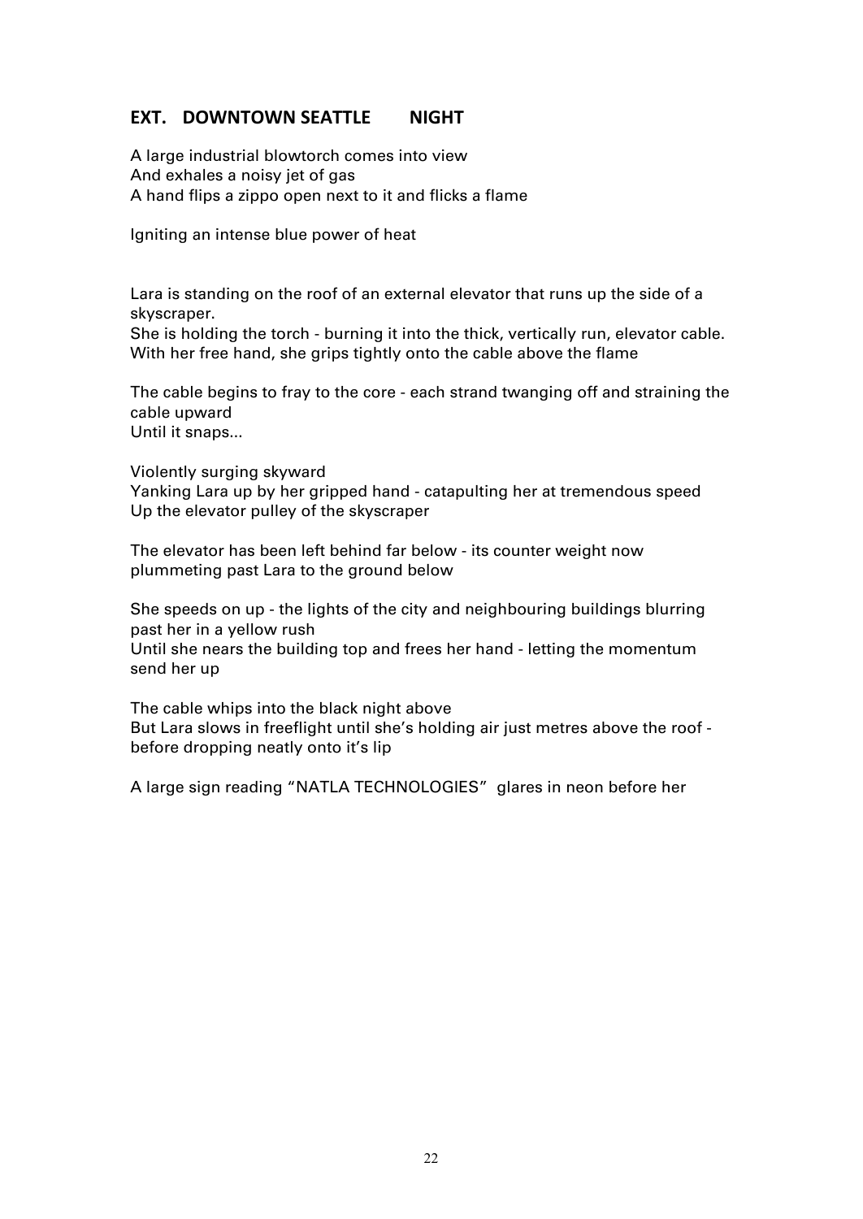## EXT. DOWNTOWN SEATTLE NIGHT

A large industrial blowtorch comes into view
And exhales a noisy jet of gas
A hand flips a zippo open next to it and flicks a flame

Igniting an intense blue power of heat

Lara is standing on the roof of an external elevator that runs up the side of a skyscraper.
She is holding the torch - burning it into the thick, vertically run, elevator cable.
With her free hand, she grips tightly onto the cable above the flame

The cable begins to fray to the core - each strand twanging off and straining the cable upward
Until it snaps...

Violently surging skyward
Yanking Lara up by her gripped hand - catapulting her at tremendous speed
Up the elevator pulley of the skyscraper

The elevator has been left behind far below - its counter weight now plummeting past Lara to the ground below

She speeds on up - the lights of the city and neighbouring buildings blurring past her in a yellow rush
Until she nears the building top and frees her hand - letting the momentum send her up

The cable whips into the black night above
But Lara slows in freeflight until she's holding air just metres above the roof - before dropping neatly onto it's lip

A large sign reading "NATLA TECHNOLOGIES" glares in neon before her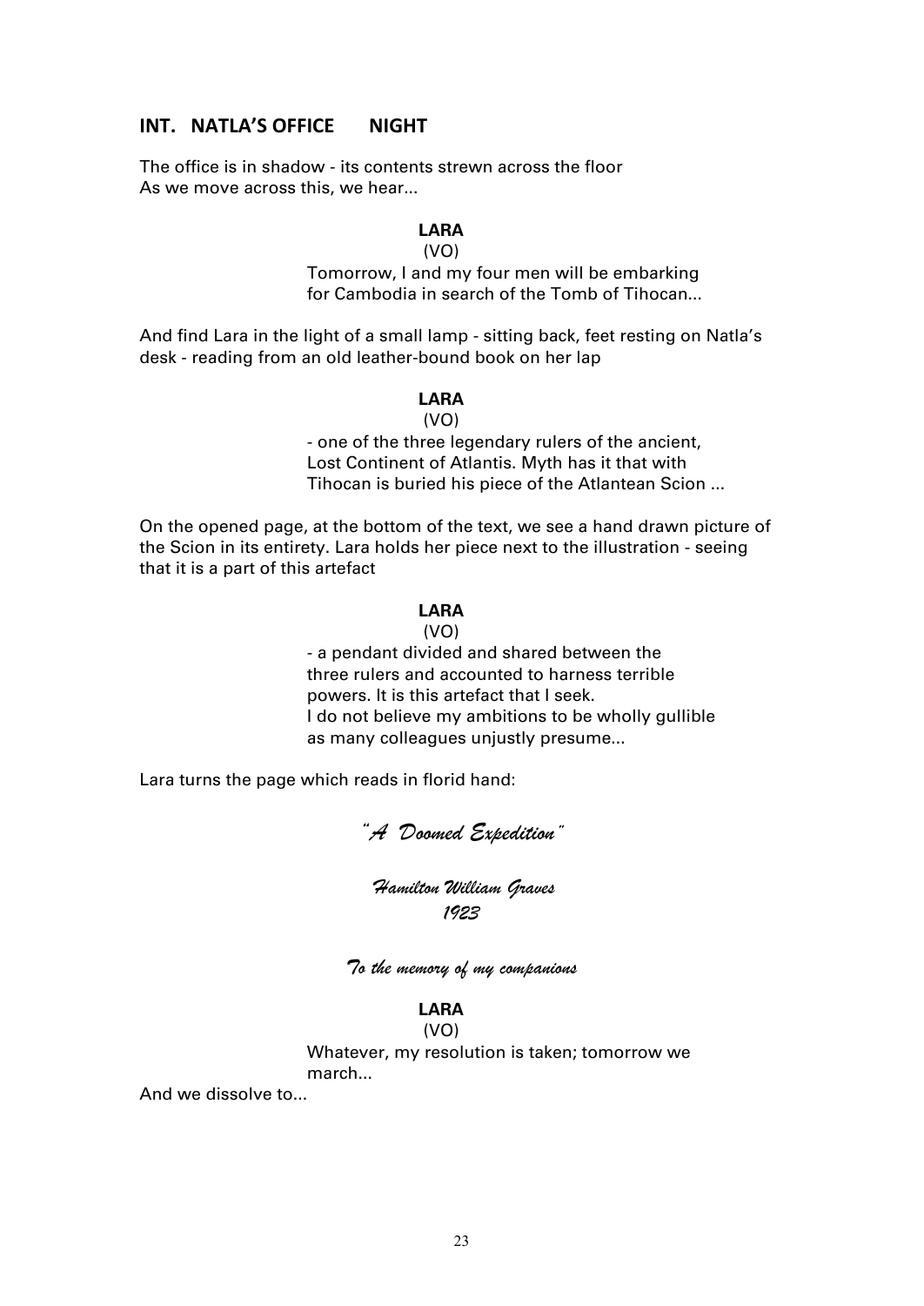## INT. NATLA'S OFFICE NIGHT

The office is in shadow - its contents strewn across the floor
As we move across this, we hear...

**LARA**
(VO)
Tomorrow, I and my four men will be embarking
for Cambodia in search of the Tomb of Tihocan...

And find Lara in the light of a small lamp - sitting back, feet resting on Natla's desk - reading from an old leather-bound book on her lap

**LARA**
(VO)
- one of the three legendary rulers of the ancient,
Lost Continent of Atlantis. Myth has it that with
Tihocan is buried his piece of the Atlantean Scion ...

On the opened page, at the bottom of the text, we see a hand drawn picture of the Scion in its entirety. Lara holds her piece next to the illustration - seeing that it is a part of this artefact

**LARA**
(VO)
- a pendant divided and shared between the
three rulers and accounted to harness terrible
powers. It is this artefact that I seek.
I do not believe my ambitions to be wholly gullible
as many colleagues unjustly presume...

Lara turns the page which reads in florid hand:

*"A Doomed Expedition"*

*Hamilton William Graves*
*1923*

*To the memory of my companions*

**LARA**
(VO)
Whatever, my resolution is taken; tomorrow we
march...

And we dissolve to...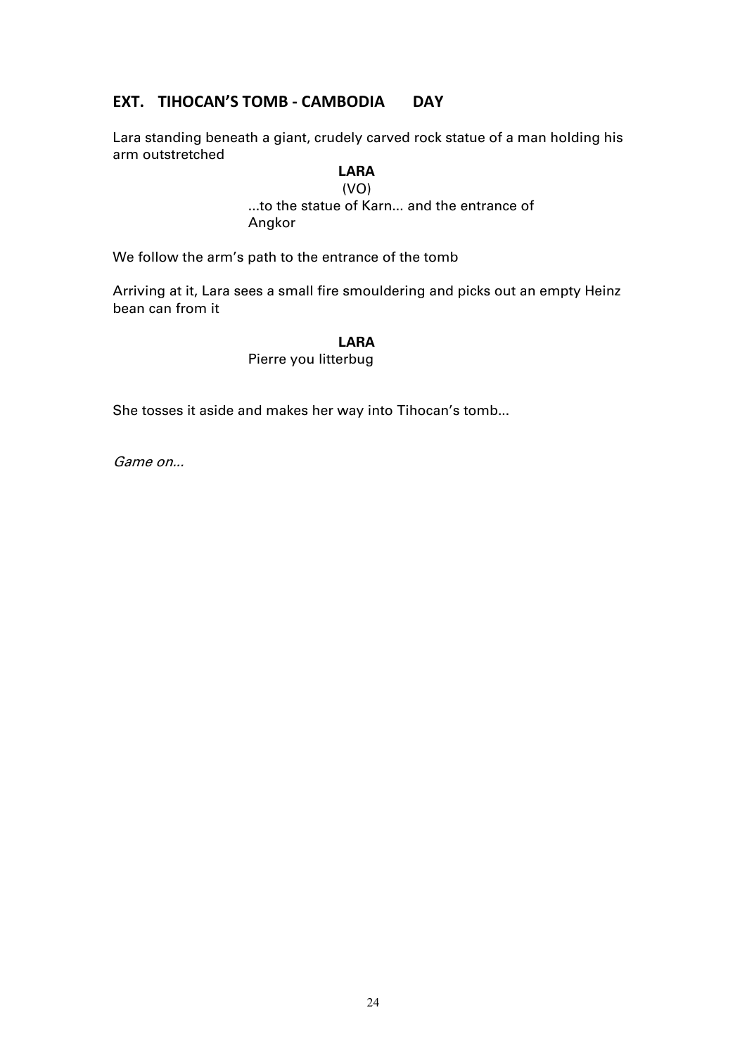## EXT. TIHOCAN'S TOMB - CAMBODIA DAY

Lara standing beneath a giant, crudely carved rock statue of a man holding his arm outstretched

**LARA**
(VO)
...to the statue of Karn... and the entrance of Angkor

We follow the arm's path to the entrance of the tomb

Arriving at it, Lara sees a small fire smouldering and picks out an empty Heinz bean can from it

**LARA**
Pierre you litterbug

She tosses it aside and makes her way into Tihocan's tomb...

*Game on...*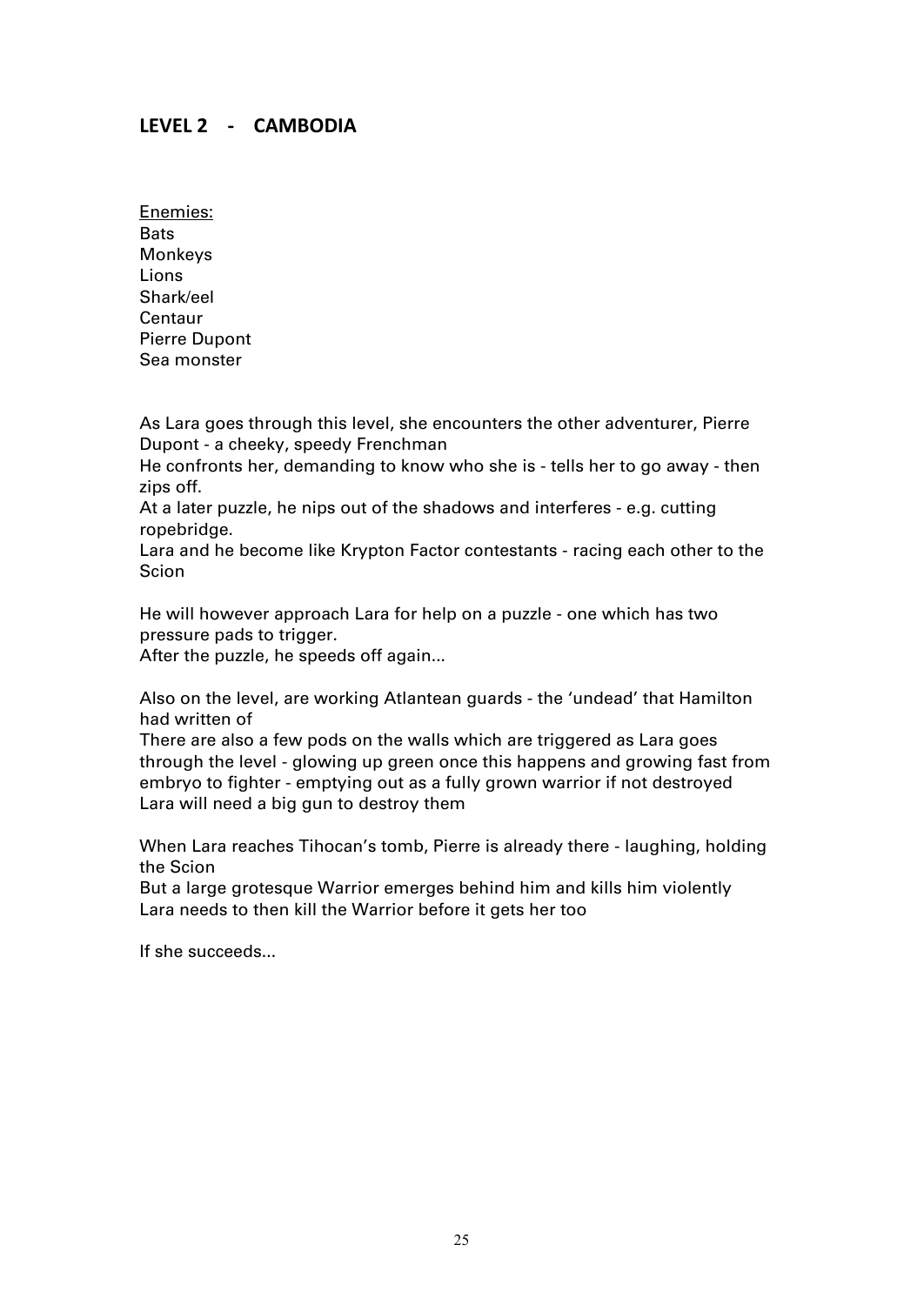## LEVEL 2 - CAMBODIA

Enemies:
Bats
Monkeys
Lions
Shark/eel
Centaur
Pierre Dupont
Sea monster

As Lara goes through this level, she encounters the other adventurer, Pierre Dupont - a cheeky, speedy Frenchman
He confronts her, demanding to know who she is - tells her to go away - then zips off.
At a later puzzle, he nips out of the shadows and interferes - e.g. cutting ropebridge.
Lara and he become like Krypton Factor contestants - racing each other to the Scion

He will however approach Lara for help on a puzzle - one which has two pressure pads to trigger.
After the puzzle, he speeds off again...

Also on the level, are working Atlantean guards - the 'undead' that Hamilton had written of
There are also a few pods on the walls which are triggered as Lara goes through the level - glowing up green once this happens and growing fast from embryo to fighter - emptying out as a fully grown warrior if not destroyed
Lara will need a big gun to destroy them

When Lara reaches Tihocan's tomb, Pierre is already there - laughing, holding the Scion
But a large grotesque Warrior emerges behind him and kills him violently
Lara needs to then kill the Warrior before it gets her too

If she succeeds...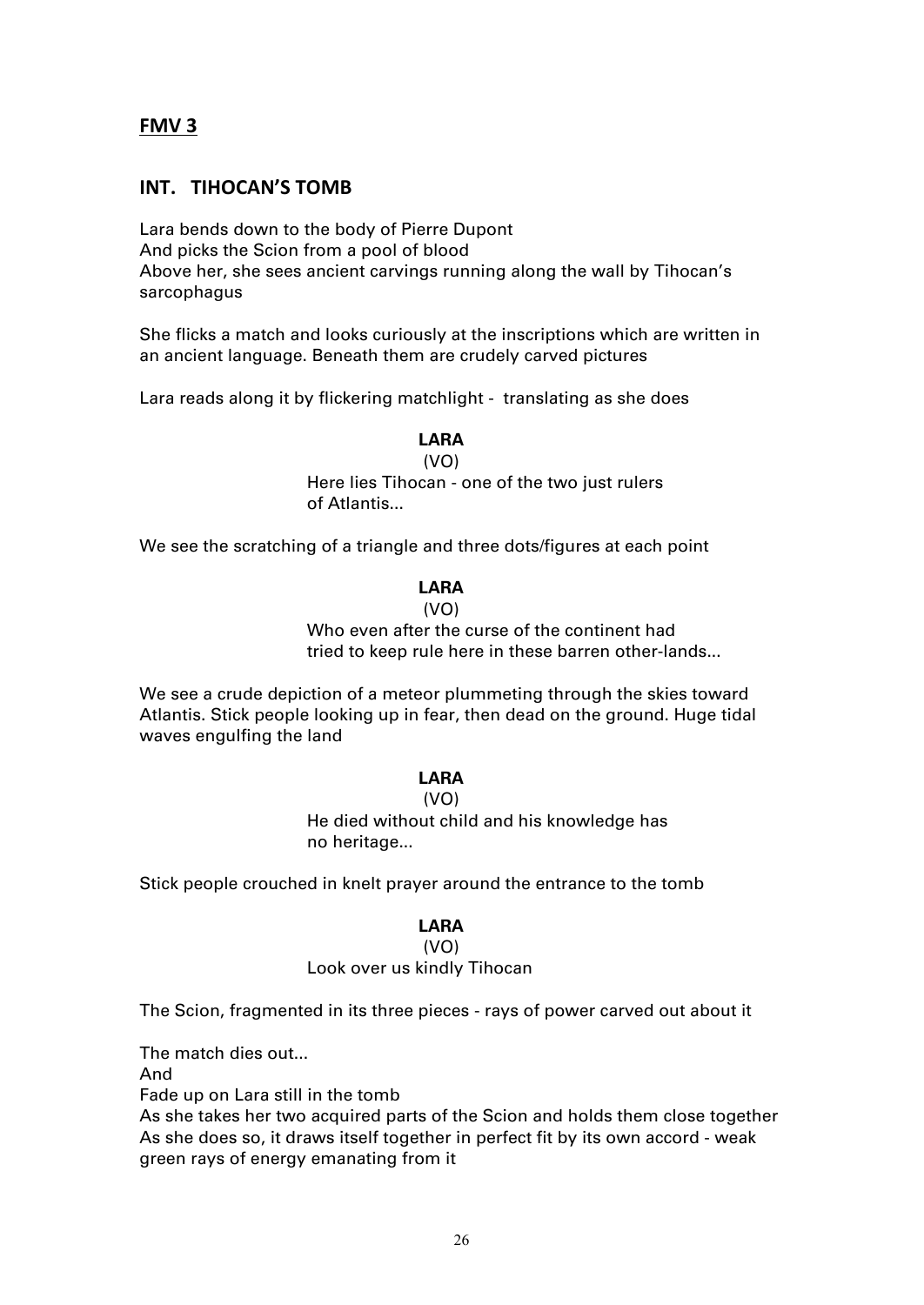## FMV 3

## INT. TIHOCAN'S TOMB

Lara bends down to the body of Pierre Dupont
And picks the Scion from a pool of blood
Above her, she sees ancient carvings running along the wall by Tihocan's sarcophagus

She flicks a match and looks curiously at the inscriptions which are written in an ancient language. Beneath them are crudely carved pictures

Lara reads along it by flickering matchlight - translating as she does

**LARA**
(VO)
Here lies Tihocan - one of the two just rulers of Atlantis...

We see the scratching of a triangle and three dots/figures at each point

**LARA**
(VO)
Who even after the curse of the continent had tried to keep rule here in these barren other-lands...

We see a crude depiction of a meteor plummeting through the skies toward Atlantis. Stick people looking up in fear, then dead on the ground. Huge tidal waves engulfing the land

**LARA**
(VO)
He died without child and his knowledge has no heritage...

Stick people crouched in knelt prayer around the entrance to the tomb

**LARA**
(VO)
Look over us kindly Tihocan

The Scion, fragmented in its three pieces - rays of power carved out about it

The match dies out...
And
Fade up on Lara still in the tomb
As she takes her two acquired parts of the Scion and holds them close together
As she does so, it draws itself together in perfect fit by its own accord - weak green rays of energy emanating from it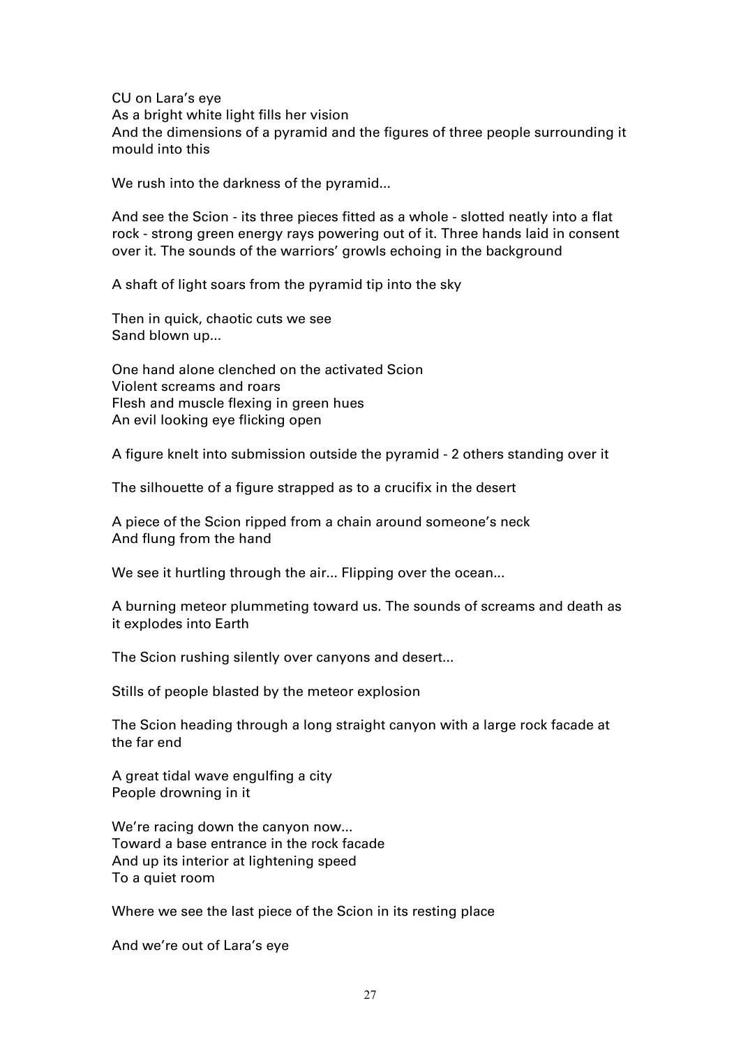CU on Lara's eye
As a bright white light fills her vision
And the dimensions of a pyramid and the figures of three people surrounding it mould into this

We rush into the darkness of the pyramid...

And see the Scion - its three pieces fitted as a whole - slotted neatly into a flat rock - strong green energy rays powering out of it. Three hands laid in consent over it. The sounds of the warriors' growls echoing in the background

A shaft of light soars from the pyramid tip into the sky

Then in quick, chaotic cuts we see
Sand blown up...

One hand alone clenched on the activated Scion
Violent screams and roars
Flesh and muscle flexing in green hues
An evil looking eye flicking open

A figure knelt into submission outside the pyramid - 2 others standing over it

The silhouette of a figure strapped as to a crucifix in the desert

A piece of the Scion ripped from a chain around someone's neck
And flung from the hand

We see it hurtling through the air... Flipping over the ocean...

A burning meteor plummeting toward us. The sounds of screams and death as it explodes into Earth

The Scion rushing silently over canyons and desert...

Stills of people blasted by the meteor explosion

The Scion heading through a long straight canyon with a large rock facade at the far end

A great tidal wave engulfing a city
People drowning in it

We're racing down the canyon now...
Toward a base entrance in the rock facade
And up its interior at lightening speed
To a quiet room

Where we see the last piece of the Scion in its resting place

And we're out of Lara's eye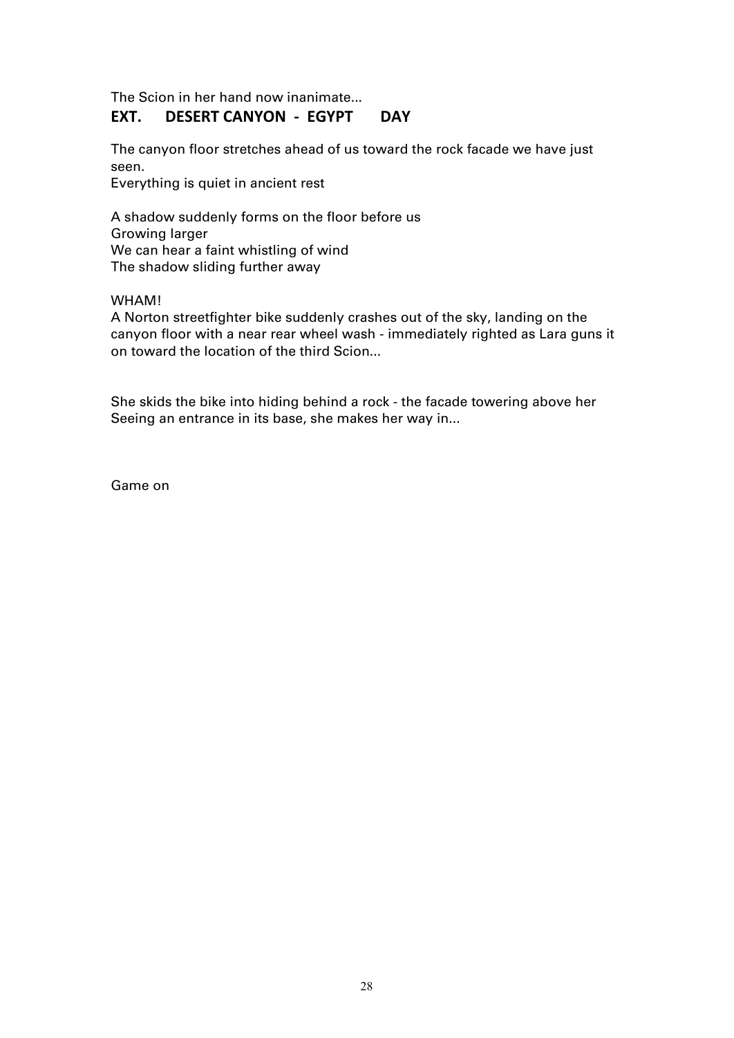The Scion in her hand now inanimate...

**EXT. DESERT CANYON - EGYPT DAY**

The canyon floor stretches ahead of us toward the rock facade we have just seen.
Everything is quiet in ancient rest

A shadow suddenly forms on the floor before us
Growing larger
We can hear a faint whistling of wind
The shadow sliding further away

WHAM!
A Norton streetfighter bike suddenly crashes out of the sky, landing on the canyon floor with a near rear wheel wash - immediately righted as Lara guns it on toward the location of the third Scion...

She skids the bike into hiding behind a rock - the facade towering above her
Seeing an entrance in its base, she makes her way in...

Game on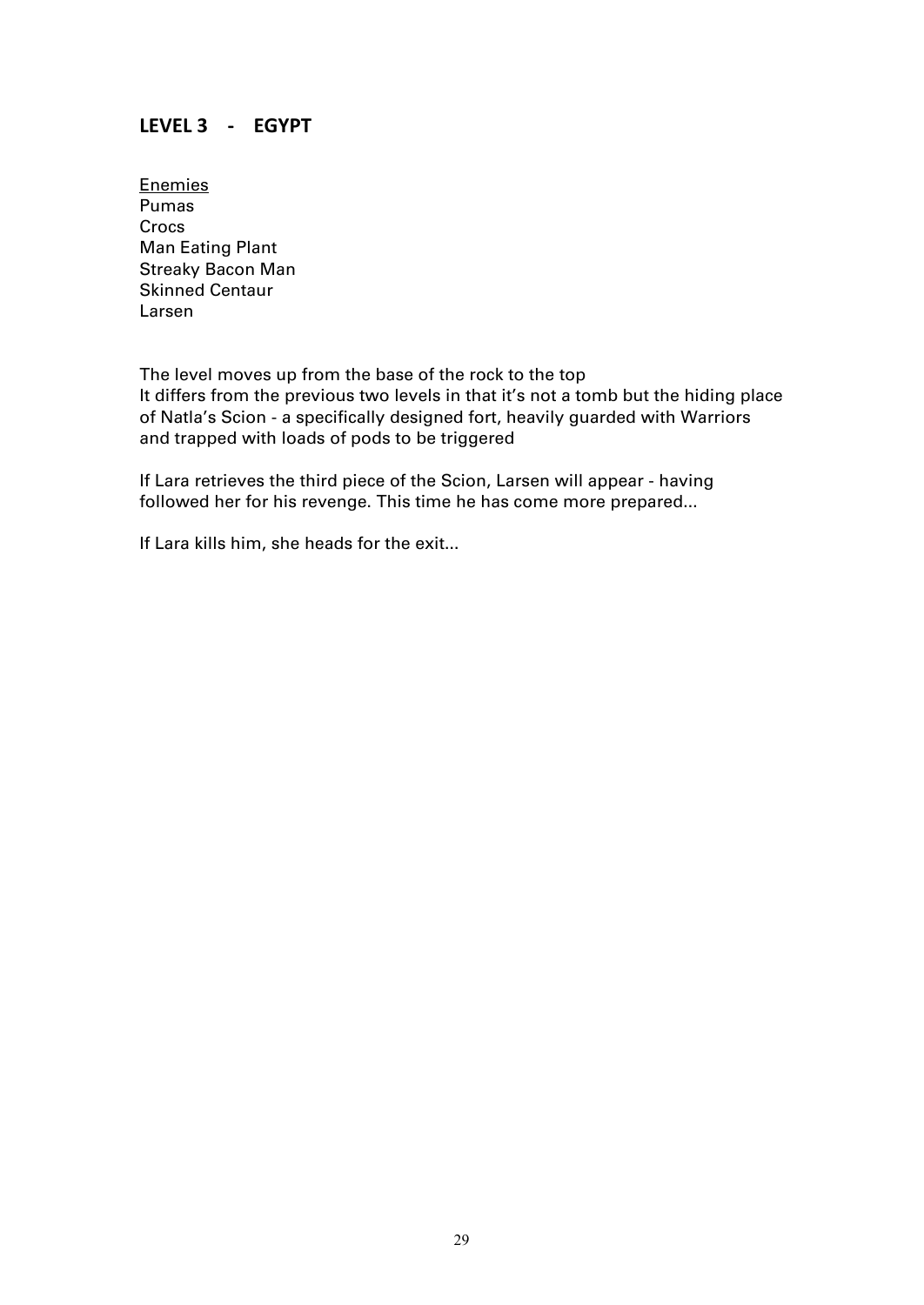## LEVEL 3 - EGYPT

Enemies
Pumas
Crocs
Man Eating Plant
Streaky Bacon Man
Skinned Centaur
Larsen

The level moves up from the base of the rock to the top
It differs from the previous two levels in that it's not a tomb but the hiding place of Natla's Scion - a specifically designed fort, heavily guarded with Warriors and trapped with loads of pods to be triggered

If Lara retrieves the third piece of the Scion, Larsen will appear - having followed her for his revenge. This time he has come more prepared...

If Lara kills him, she heads for the exit...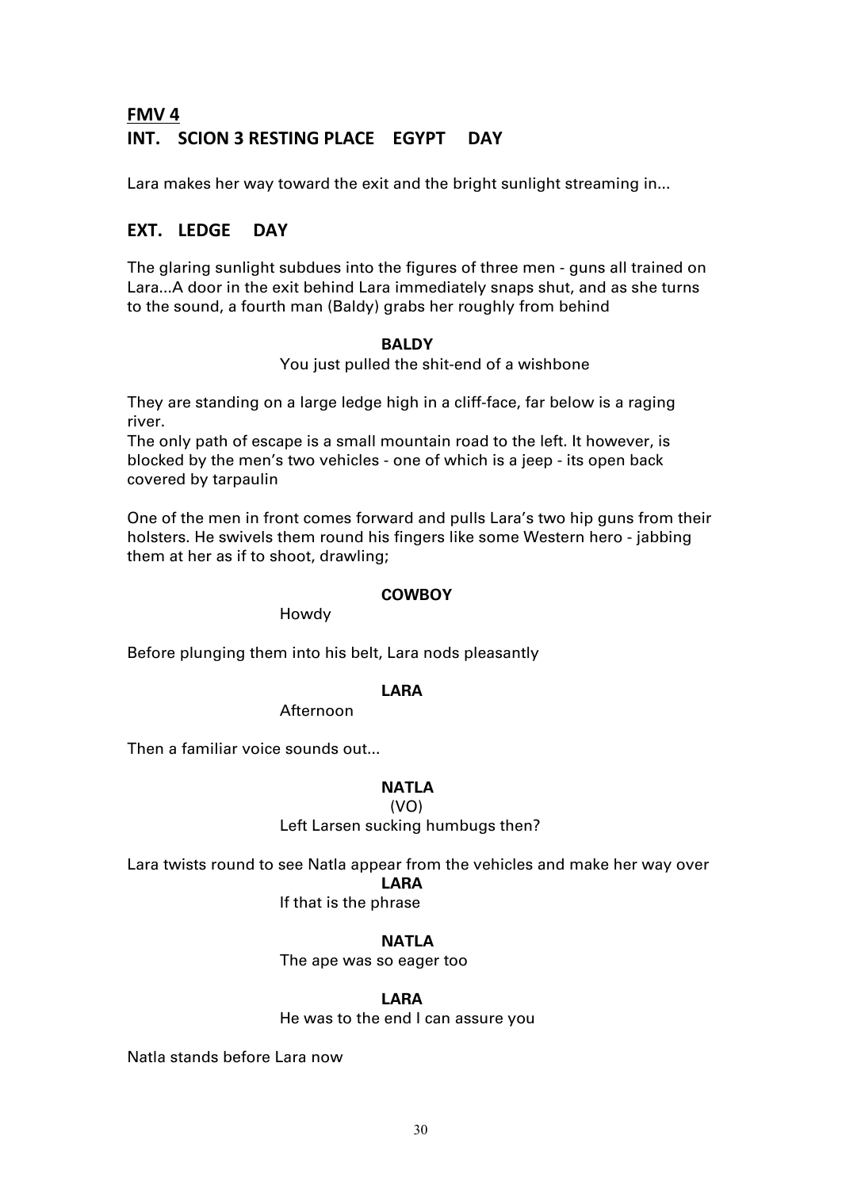## FMV 4

## INT. SCION 3 RESTING PLACE EGYPT DAY

Lara makes her way toward the exit and the bright sunlight streaming in...

## EXT. LEDGE DAY

The glaring sunlight subdues into the figures of three men - guns all trained on Lara...A door in the exit behind Lara immediately snaps shut, and as she turns to the sound, a fourth man (Baldy) grabs her roughly from behind

**BALDY**

You just pulled the shit-end of a wishbone

They are standing on a large ledge high in a cliff-face, far below is a raging river.
The only path of escape is a small mountain road to the left. It however, is blocked by the men's two vehicles - one of which is a jeep - its open back covered by tarpaulin

One of the men in front comes forward and pulls Lara's two hip guns from their holsters. He swivels them round his fingers like some Western hero - jabbing them at her as if to shoot, drawling;

**COWBOY**

Howdy

Before plunging them into his belt, Lara nods pleasantly

**LARA**

Afternoon

Then a familiar voice sounds out...

**NATLA**

(VO)

Left Larsen sucking humbugs then?

Lara twists round to see Natla appear from the vehicles and make her way over

**LARA**

If that is the phrase

**NATLA**

The ape was so eager too

**LARA**

He was to the end I can assure you

Natla stands before Lara now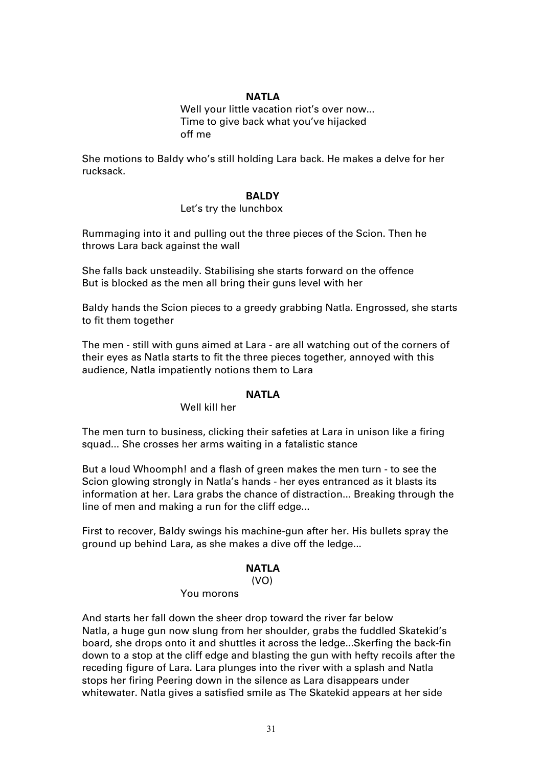**NATLA**

Well your little vacation riot's over now...
Time to give back what you've hijacked
off me

She motions to Baldy who's still holding Lara back. He makes a delve for her rucksack.

**BALDY**

Let's try the lunchbox

Rummaging into it and pulling out the three pieces of the Scion. Then he throws Lara back against the wall

She falls back unsteadily. Stabilising she starts forward on the offence
But is blocked as the men all bring their guns level with her

Baldy hands the Scion pieces to a greedy grabbing Natla. Engrossed, she starts to fit them together

The men - still with guns aimed at Lara - are all watching out of the corners of their eyes as Natla starts to fit the three pieces together, annoyed with this audience, Natla impatiently notions them to Lara

**NATLA**

Well kill her

The men turn to business, clicking their safeties at Lara in unison like a firing squad... She crosses her arms waiting in a fatalistic stance

But a loud Whoomph! and a flash of green makes the men turn - to see the Scion glowing strongly in Natla's hands - her eyes entranced as it blasts its information at her. Lara grabs the chance of distraction... Breaking through the line of men and making a run for the cliff edge...

First to recover, Baldy swings his machine-gun after her. His bullets spray the ground up behind Lara, as she makes a dive off the ledge...

**NATLA**

(VO)

You morons

And starts her fall down the sheer drop toward the river far below
Natla, a huge gun now slung from her shoulder, grabs the fuddled Skatekid's board, she drops onto it and shuttles it across the ledge...Skerfing the back-fin down to a stop at the cliff edge and blasting the gun with hefty recoils after the receding figure of Lara. Lara plunges into the river with a splash and Natla stops her firing Peering down in the silence as Lara disappears under whitewater. Natla gives a satisfied smile as The Skatekid appears at her side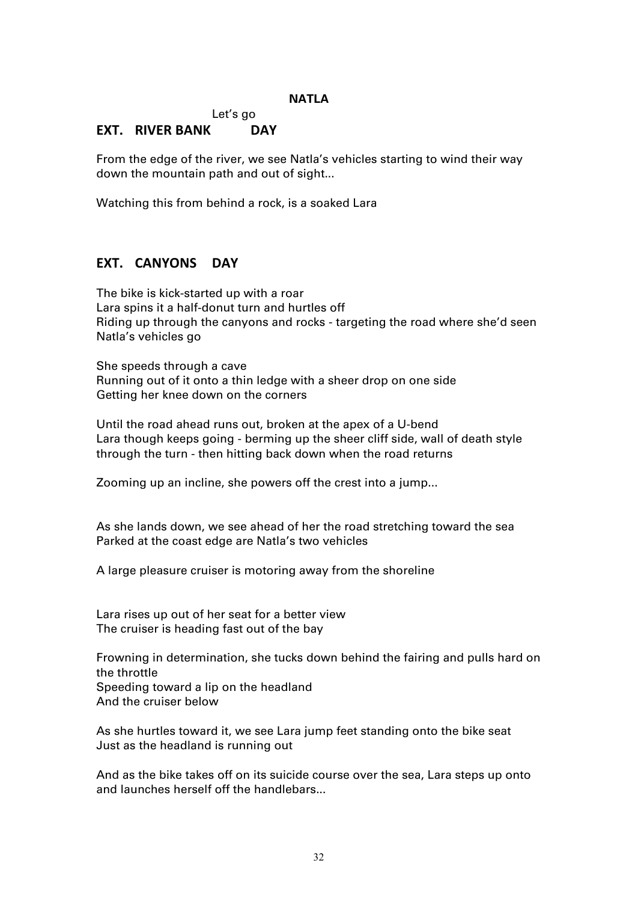**NATLA**

Let's go

**EXT. RIVER BANK DAY**

From the edge of the river, we see Natla's vehicles starting to wind their way down the mountain path and out of sight...

Watching this from behind a rock, is a soaked Lara

**EXT. CANYONS DAY**

The bike is kick-started up with a roar
Lara spins it a half-donut turn and hurtles off
Riding up through the canyons and rocks - targeting the road where she'd seen Natla's vehicles go

She speeds through a cave
Running out of it onto a thin ledge with a sheer drop on one side
Getting her knee down on the corners

Until the road ahead runs out, broken at the apex of a U-bend
Lara though keeps going - berming up the sheer cliff side, wall of death style through the turn - then hitting back down when the road returns

Zooming up an incline, she powers off the crest into a jump...

As she lands down, we see ahead of her the road stretching toward the sea
Parked at the coast edge are Natla's two vehicles

A large pleasure cruiser is motoring away from the shoreline

Lara rises up out of her seat for a better view
The cruiser is heading fast out of the bay

Frowning in determination, she tucks down behind the fairing and pulls hard on the throttle
Speeding toward a lip on the headland
And the cruiser below

As she hurtles toward it, we see Lara jump feet standing onto the bike seat
Just as the headland is running out

And as the bike takes off on its suicide course over the sea, Lara steps up onto and launches herself off the handlebars...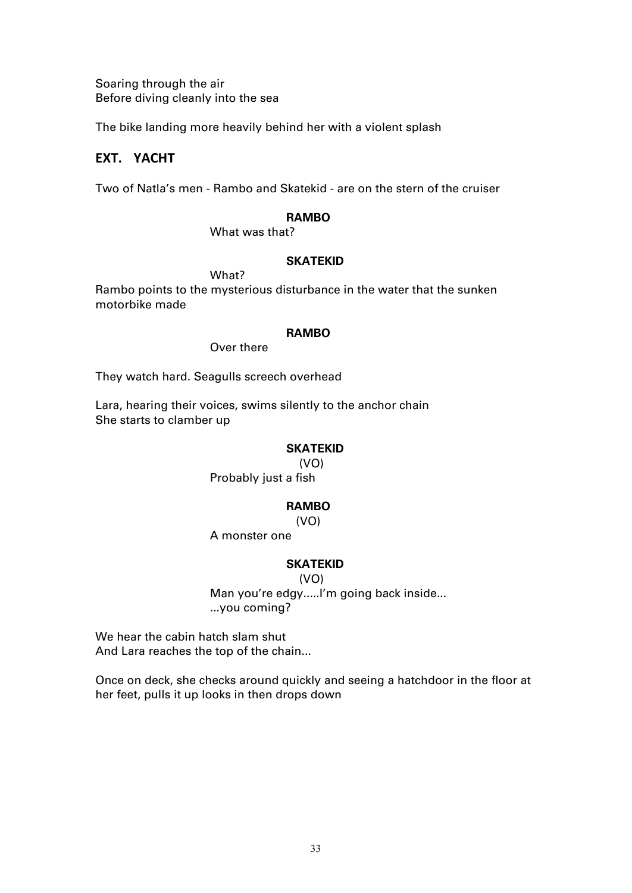Soaring through the air
Before diving cleanly into the sea

The bike landing more heavily behind her with a violent splash

## EXT. YACHT

Two of Natla's men - Rambo and Skatekid - are on the stern of the cruiser

**RAMBO**
What was that?

**SKATEKID**
What?

Rambo points to the mysterious disturbance in the water that the sunken motorbike made

**RAMBO**
Over there

They watch hard. Seagulls screech overhead

Lara, hearing their voices, swims silently to the anchor chain
She starts to clamber up

**SKATEKID**
(VO)
Probably just a fish

**RAMBO**
(VO)
A monster one

**SKATEKID**
(VO)
Man you're edgy.....I'm going back inside...
...you coming?

We hear the cabin hatch slam shut
And Lara reaches the top of the chain...

Once on deck, she checks around quickly and seeing a hatchdoor in the floor at her feet, pulls it up looks in then drops down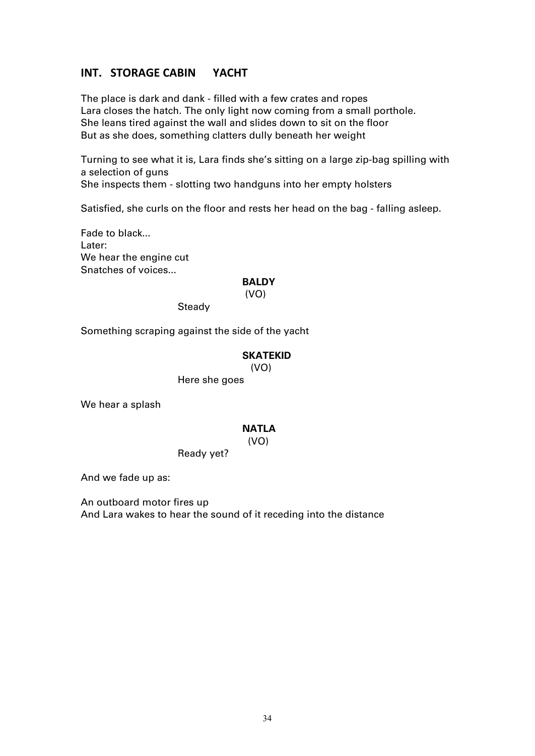## INT. STORAGE CABIN YACHT

The place is dark and dank - filled with a few crates and ropes
Lara closes the hatch. The only light now coming from a small porthole.
She leans tired against the wall and slides down to sit on the floor
But as she does, something clatters dully beneath her weight

Turning to see what it is, Lara finds she's sitting on a large zip-bag spilling with a selection of guns
She inspects them - slotting two handguns into her empty holsters

Satisfied, she curls on the floor and rests her head on the bag - falling asleep.

Fade to black...
Later:
We hear the engine cut
Snatches of voices...

**BALDY**
(VO)
Steady

Something scraping against the side of the yacht

**SKATEKID**
(VO)
Here she goes

We hear a splash

**NATLA**
(VO)
Ready yet?

And we fade up as:

An outboard motor fires up
And Lara wakes to hear the sound of it receding into the distance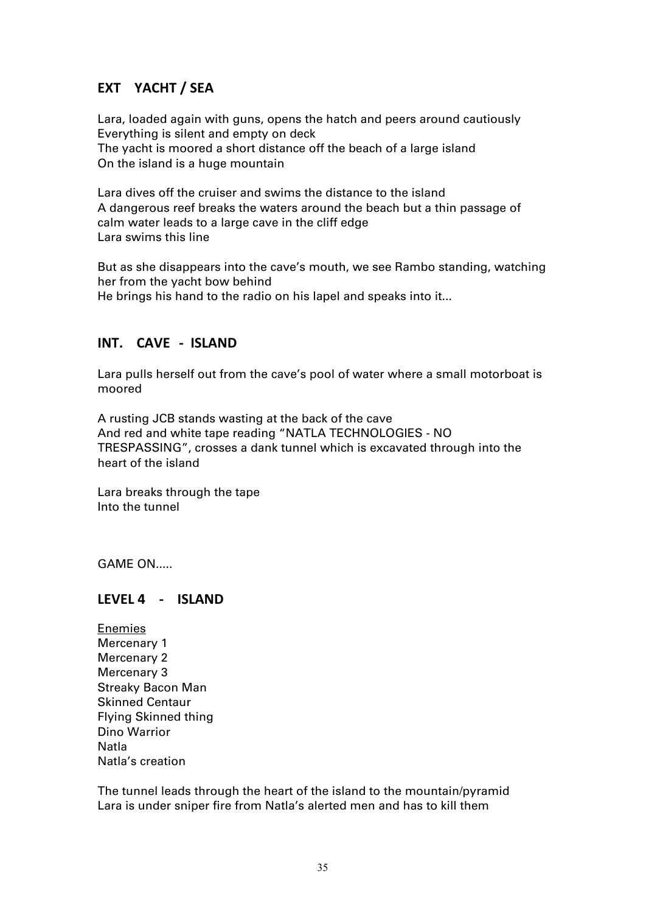## EXT YACHT / SEA

Lara, loaded again with guns, opens the hatch and peers around cautiously
Everything is silent and empty on deck
The yacht is moored a short distance off the beach of a large island
On the island is a huge mountain

Lara dives off the cruiser and swims the distance to the island
A dangerous reef breaks the waters around the beach but a thin passage of calm water leads to a large cave in the cliff edge
Lara swims this line

But as she disappears into the cave's mouth, we see Rambo standing, watching her from the yacht bow behind
He brings his hand to the radio on his lapel and speaks into it...

## INT. CAVE - ISLAND

Lara pulls herself out from the cave's pool of water where a small motorboat is moored

A rusting JCB stands wasting at the back of the cave
And red and white tape reading "NATLA TECHNOLOGIES - NO TRESPASSING", crosses a dank tunnel which is excavated through into the heart of the island

Lara breaks through the tape
Into the tunnel

GAME ON.....

## LEVEL 4 - ISLAND

<u>Enemies</u>
Mercenary 1
Mercenary 2
Mercenary 3
Streaky Bacon Man
Skinned Centaur
Flying Skinned thing
Dino Warrior
Natla
Natla's creation

The tunnel leads through the heart of the island to the mountain/pyramid
Lara is under sniper fire from Natla's alerted men and has to kill them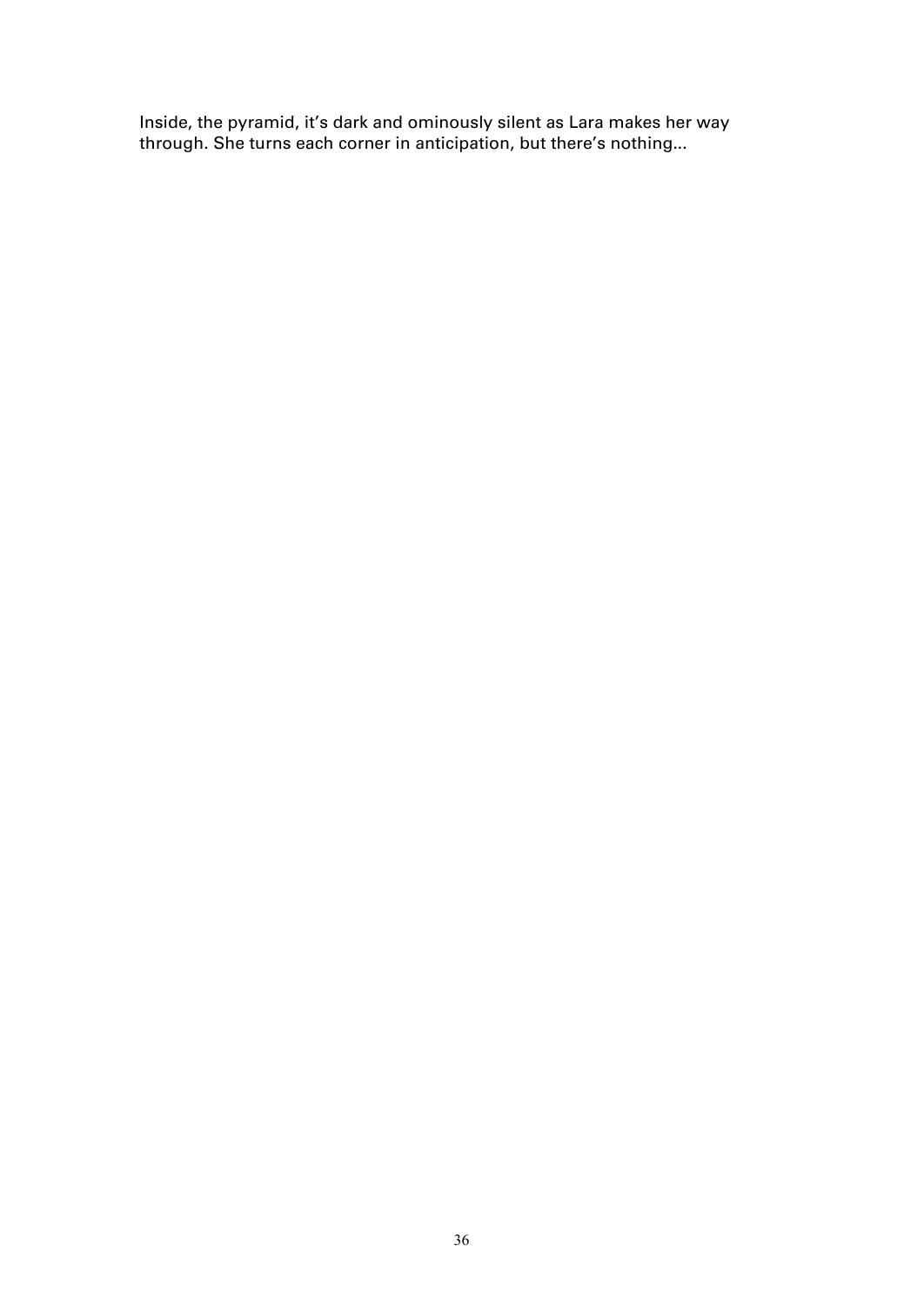Inside, the pyramid, it’s dark and ominously silent as Lara makes her way through. She turns each corner in anticipation, but there’s nothing...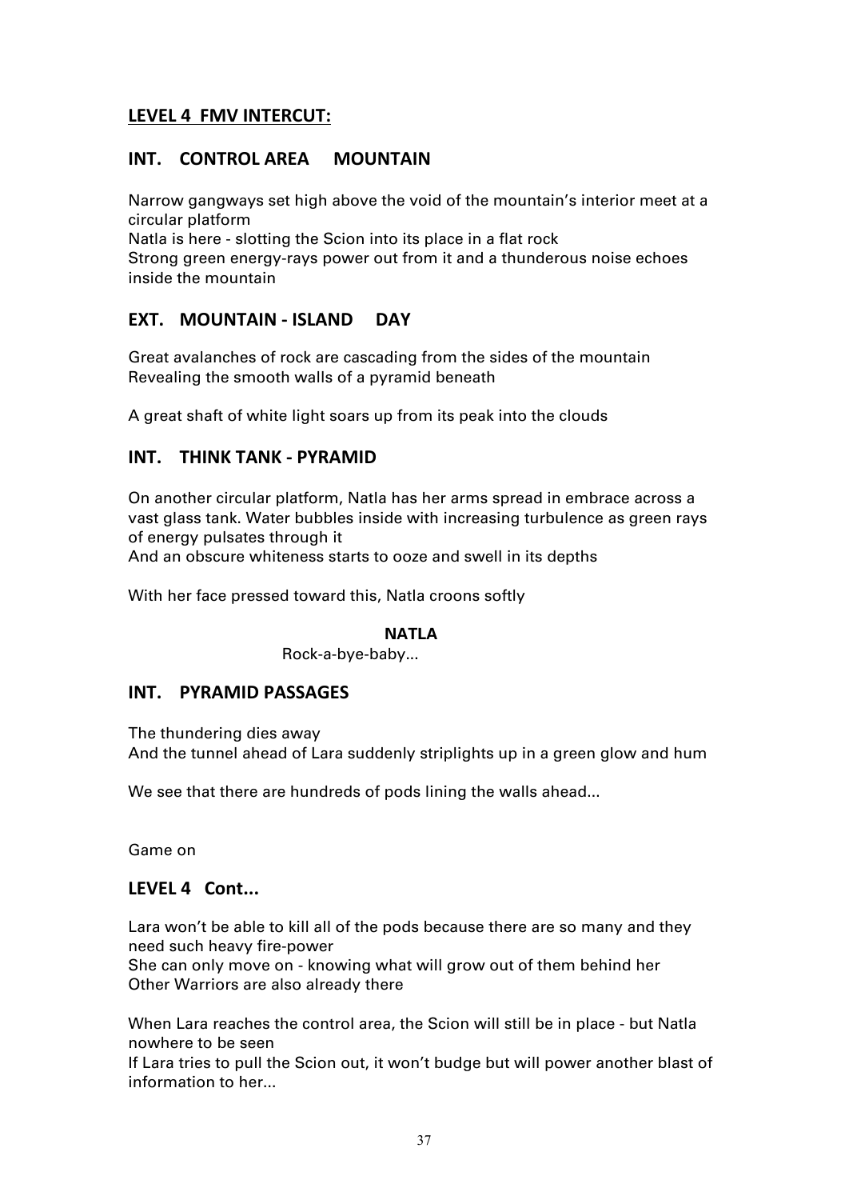## LEVEL 4 FMV INTERCUT:

## INT. CONTROL AREA MOUNTAIN

Narrow gangways set high above the void of the mountain's interior meet at a circular platform
Natla is here - slotting the Scion into its place in a flat rock
Strong green energy-rays power out from it and a thunderous noise echoes inside the mountain

## EXT. MOUNTAIN - ISLAND DAY

Great avalanches of rock are cascading from the sides of the mountain
Revealing the smooth walls of a pyramid beneath

A great shaft of white light soars up from its peak into the clouds

## INT. THINK TANK - PYRAMID

On another circular platform, Natla has her arms spread in embrace across a vast glass tank. Water bubbles inside with increasing turbulence as green rays of energy pulsates through it
And an obscure whiteness starts to ooze and swell in its depths

With her face pressed toward this, Natla croons softly

**NATLA**

Rock-a-bye-baby...

## INT. PYRAMID PASSAGES

The thundering dies away
And the tunnel ahead of Lara suddenly striplights up in a green glow and hum

We see that there are hundreds of pods lining the walls ahead...

Game on

## LEVEL 4 Cont...

Lara won't be able to kill all of the pods because there are so many and they need such heavy fire-power
She can only move on - knowing what will grow out of them behind her
Other Warriors are also already there

When Lara reaches the control area, the Scion will still be in place - but Natla nowhere to be seen
If Lara tries to pull the Scion out, it won't budge but will power another blast of information to her...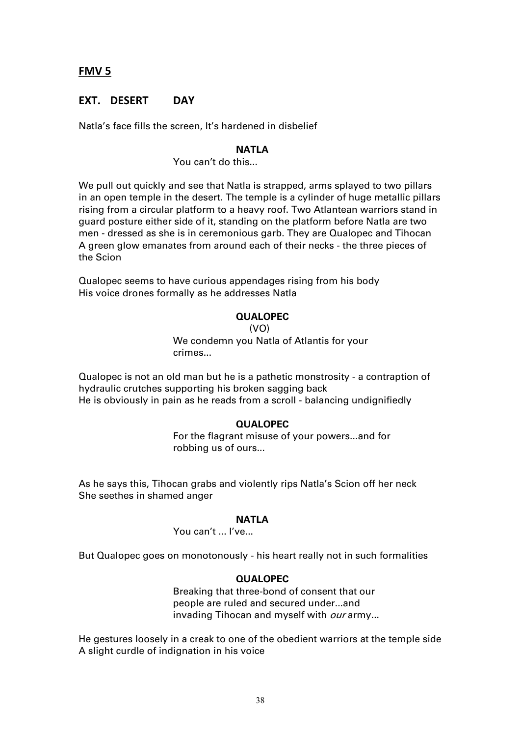## FMV 5

### EXT. DESERT DAY

Natla's face fills the screen, It's hardened in disbelief

**NATLA**

You can't do this...

We pull out quickly and see that Natla is strapped, arms splayed to two pillars in an open temple in the desert. The temple is a cylinder of huge metallic pillars rising from a circular platform to a heavy roof. Two Atlantean warriors stand in guard posture either side of it, standing on the platform before Natla are two men - dressed as she is in ceremonious garb. They are Qualopec and Tihocan A green glow emanates from around each of their necks - the three pieces of the Scion

Qualopec seems to have curious appendages rising from his body
His voice drones formally as he addresses Natla

**QUALOPEC**

(VO)

We condemn you Natla of Atlantis for your crimes...

Qualopec is not an old man but he is a pathetic monstrosity - a contraption of hydraulic crutches supporting his broken sagging back
He is obviously in pain as he reads from a scroll - balancing undignifiedly

**QUALOPEC**

For the flagrant misuse of your powers...and for robbing us of ours...

As he says this, Tihocan grabs and violently rips Natla's Scion off her neck
She seethes in shamed anger

**NATLA**

You can't ... I've...

But Qualopec goes on monotonously - his heart really not in such formalities

**QUALOPEC**

Breaking that three-bond of consent that our people are ruled and secured under...and invading Tihocan and myself with *our* army...

He gestures loosely in a creak to one of the obedient warriors at the temple side
A slight curdle of indignation in his voice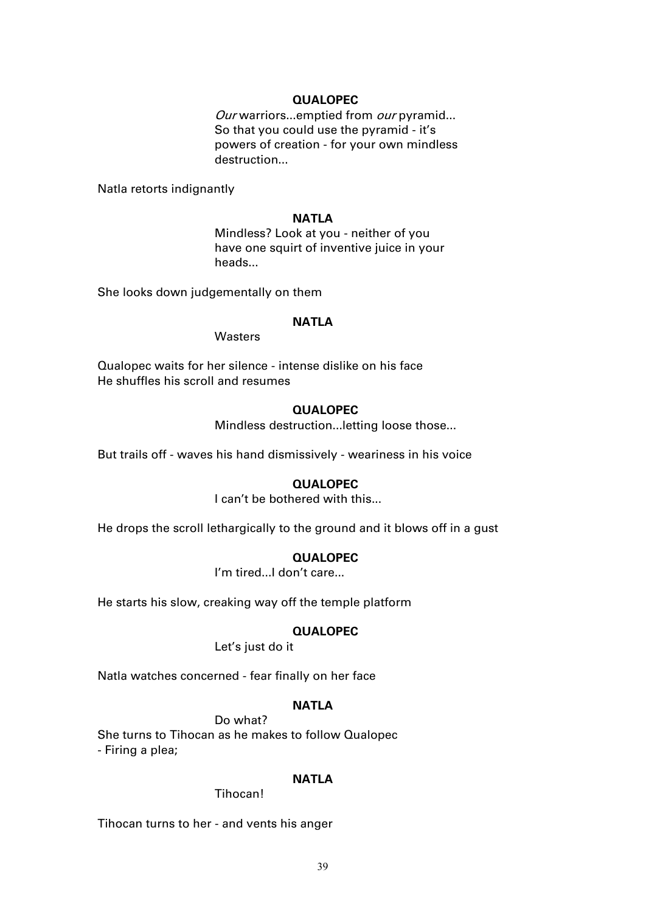**QUALOPEC**

*Our* warriors...emptied from *our* pyramid... So that you could use the pyramid - it's powers of creation - for your own mindless destruction...

Natla retorts indignantly

**NATLA**

Mindless? Look at you - neither of you have one squirt of inventive juice in your heads...

She looks down judgementally on them

**NATLA**

Wasters

Qualopec waits for her silence - intense dislike on his face
He shuffles his scroll and resumes

**QUALOPEC**

Mindless destruction...letting loose those...

But trails off - waves his hand dismissively - weariness in his voice

**QUALOPEC**

I can't be bothered with this...

He drops the scroll lethargically to the ground and it blows off in a gust

**QUALOPEC**

I'm tired...I don't care...

He starts his slow, creaking way off the temple platform

**QUALOPEC**

Let's just do it

Natla watches concerned - fear finally on her face

**NATLA**

Do what?

She turns to Tihocan as he makes to follow Qualopec
- Firing a plea;

**NATLA**

Tihocan!

Tihocan turns to her - and vents his anger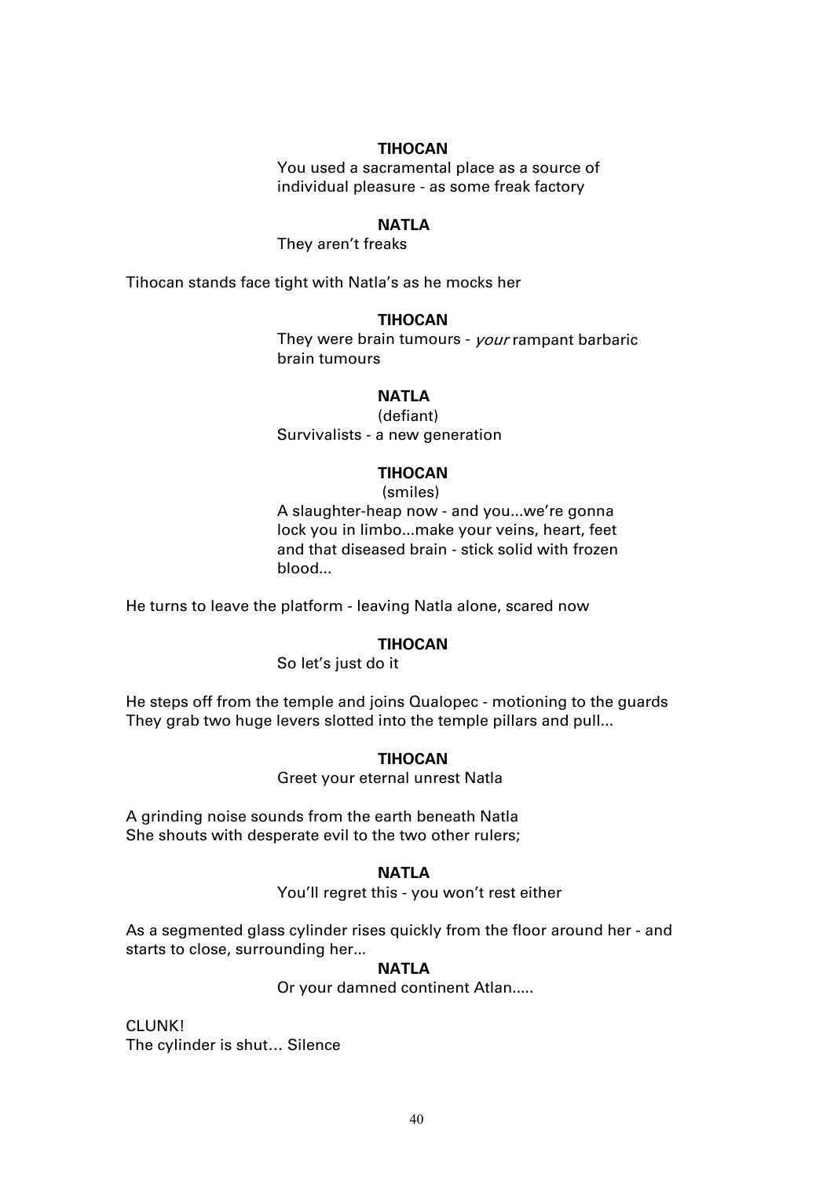**TIHOCAN**

You used a sacramental place as a source of individual pleasure - as some freak factory

**NATLA**

They aren't freaks

Tihocan stands face tight with Natla's as he mocks her

**TIHOCAN**

They were brain tumours - *your* rampant barbaric brain tumours

**NATLA**

(defiant)

Survivalists - a new generation

**TIHOCAN**

(smiles)

A slaughter-heap now - and you...we're gonna lock you in limbo...make your veins, heart, feet and that diseased brain - stick solid with frozen blood...

He turns to leave the platform - leaving Natla alone, scared now

**TIHOCAN**

So let's just do it

He steps off from the temple and joins Qualopec - motioning to the guards
They grab two huge levers slotted into the temple pillars and pull...

**TIHOCAN**

Greet your eternal unrest Natla

A grinding noise sounds from the earth beneath Natla
She shouts with desperate evil to the two other rulers;

**NATLA**

You'll regret this - you won't rest either

As a segmented glass cylinder rises quickly from the floor around her - and starts to close, surrounding her...

**NATLA**

Or your damned continent Atlan.....

CLUNK!
The cylinder is shut… Silence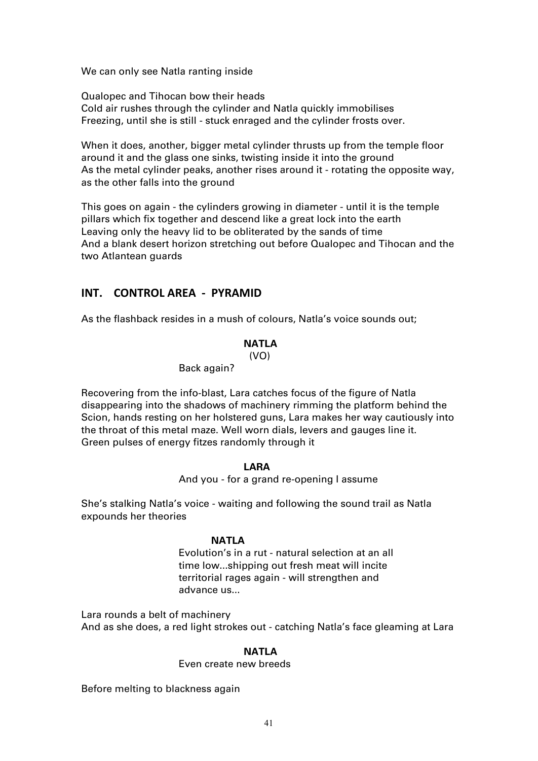We can only see Natla ranting inside

Qualopec and Tihocan bow their heads
Cold air rushes through the cylinder and Natla quickly immobilises
Freezing, until she is still - stuck enraged and the cylinder frosts over.

When it does, another, bigger metal cylinder thrusts up from the temple floor around it and the glass one sinks, twisting inside it into the ground
As the metal cylinder peaks, another rises around it - rotating the opposite way, as the other falls into the ground

This goes on again - the cylinders growing in diameter - until it is the temple pillars which fix together and descend like a great lock into the earth
Leaving only the heavy lid to be obliterated by the sands of time
And a blank desert horizon stretching out before Qualopec and Tihocan and the two Atlantean guards

## INT. CONTROL AREA - PYRAMID

As the flashback resides in a mush of colours, Natla's voice sounds out;

**NATLA**
(VO)
Back again?

Recovering from the info-blast, Lara catches focus of the figure of Natla disappearing into the shadows of machinery rimming the platform behind the Scion, hands resting on her holstered guns, Lara makes her way cautiously into the throat of this metal maze. Well worn dials, levers and gauges line it.
Green pulses of energy fitzes randomly through it

**LARA**
And you - for a grand re-opening I assume

She's stalking Natla's voice - waiting and following the sound trail as Natla expounds her theories

**NATLA**
Evolution's in a rut - natural selection at an all time low...shipping out fresh meat will incite territorial rages again - will strengthen and advance us...

Lara rounds a belt of machinery
And as she does, a red light strokes out - catching Natla's face gleaming at Lara

**NATLA**
Even create new breeds

Before melting to blackness again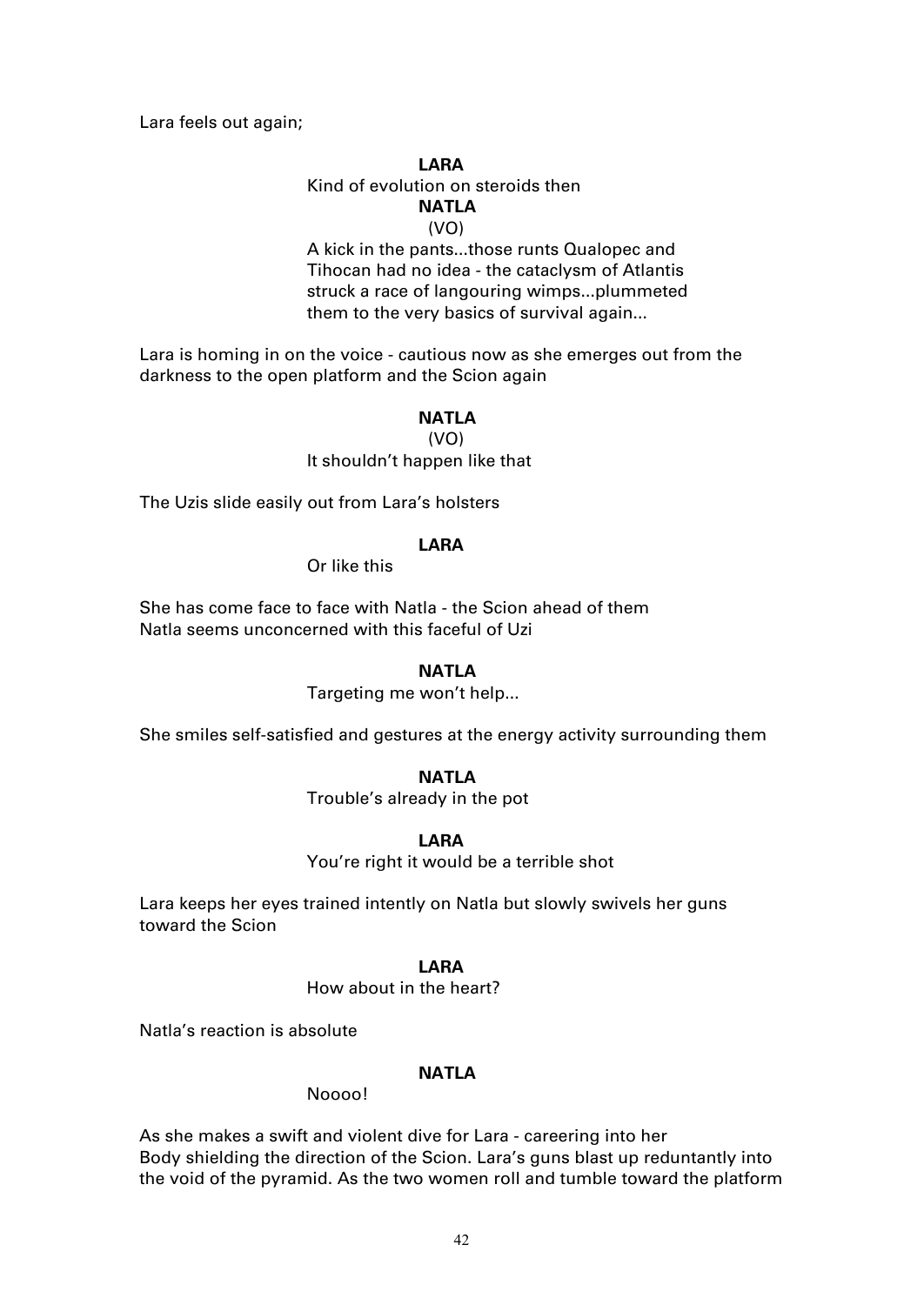Lara feels out again;

**LARA**

Kind of evolution on steroids then

**NATLA**

(VO)

A kick in the pants...those runts Qualopec and Tihocan had no idea - the cataclysm of Atlantis struck a race of langouring wimps...plummeted them to the very basics of survival again...

Lara is homing in on the voice - cautious now as she emerges out from the darkness to the open platform and the Scion again

**NATLA**

(VO)

It shouldn't happen like that

The Uzis slide easily out from Lara's holsters

**LARA**

Or like this

She has come face to face with Natla - the Scion ahead of them
Natla seems unconcerned with this faceful of Uzi

**NATLA**

Targeting me won't help...

She smiles self-satisfied and gestures at the energy activity surrounding them

**NATLA**

Trouble's already in the pot

**LARA**

You're right it would be a terrible shot

Lara keeps her eyes trained intently on Natla but slowly swivels her guns toward the Scion

**LARA**

How about in the heart?

Natla's reaction is absolute

**NATLA**

Noooo!

As she makes a swift and violent dive for Lara - careering into her
Body shielding the direction of the Scion. Lara's guns blast up reduntantly into the void of the pyramid. As the two women roll and tumble toward the platform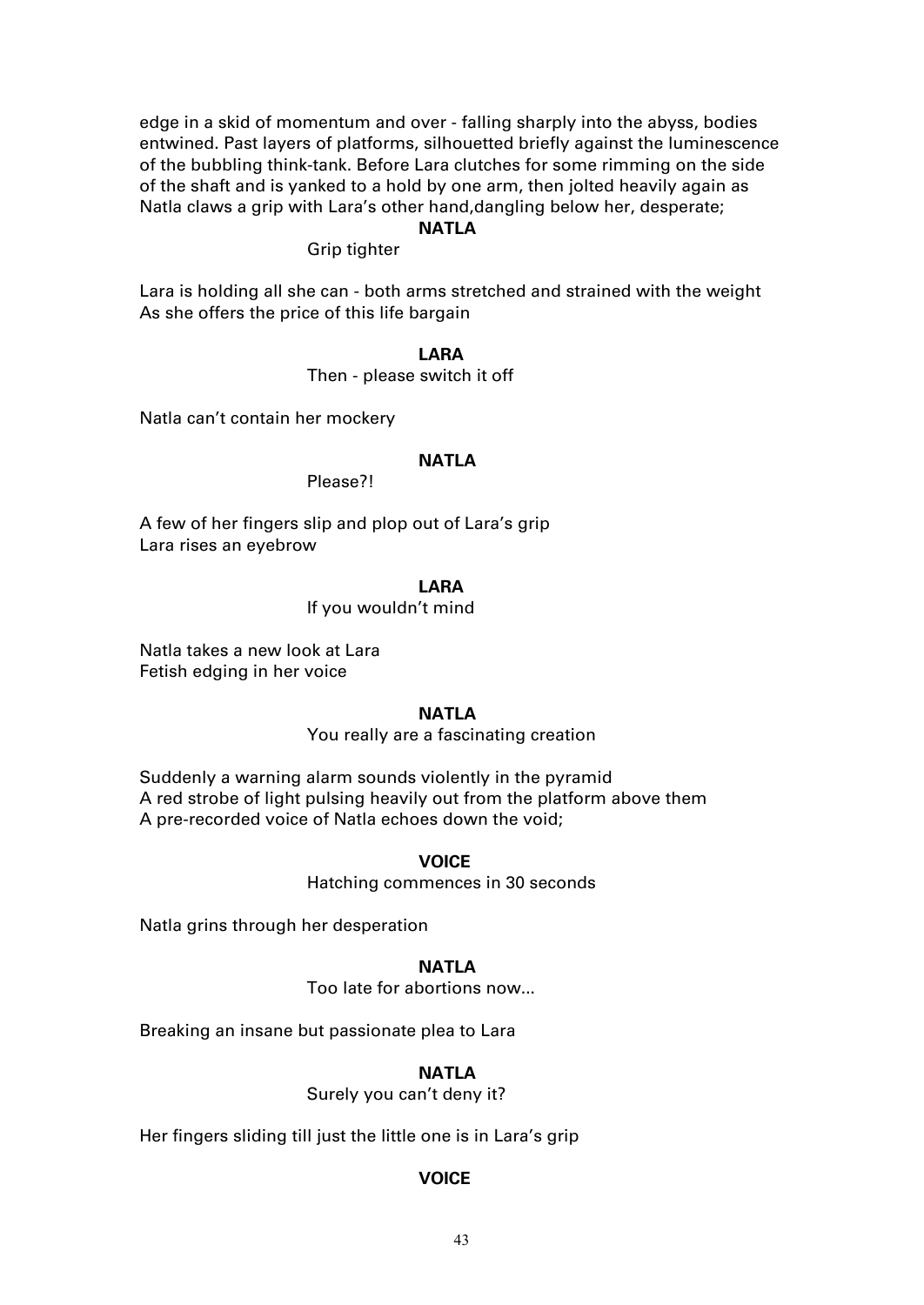edge in a skid of momentum and over - falling sharply into the abyss, bodies entwined. Past layers of platforms, silhouetted briefly against the luminescence of the bubbling think-tank. Before Lara clutches for some rimming on the side of the shaft and is yanked to a hold by one arm, then jolted heavily again as Natla claws a grip with Lara's other hand,dangling below her, desperate;

**NATLA**

Grip tighter

Lara is holding all she can - both arms stretched and strained with the weight
As she offers the price of this life bargain

**LARA**

Then - please switch it off

Natla can't contain her mockery

**NATLA**

Please?!

A few of her fingers slip and plop out of Lara's grip
Lara rises an eyebrow

**LARA**

If you wouldn't mind

Natla takes a new look at Lara
Fetish edging in her voice

**NATLA**

You really are a fascinating creation

Suddenly a warning alarm sounds violently in the pyramid
A red strobe of light pulsing heavily out from the platform above them
A pre-recorded voice of Natla echoes down the void;

**VOICE**

Hatching commences in 30 seconds

Natla grins through her desperation

**NATLA**

Too late for abortions now...

Breaking an insane but passionate plea to Lara

**NATLA**

Surely you can't deny it?

Her fingers sliding till just the little one is in Lara's grip

**VOICE**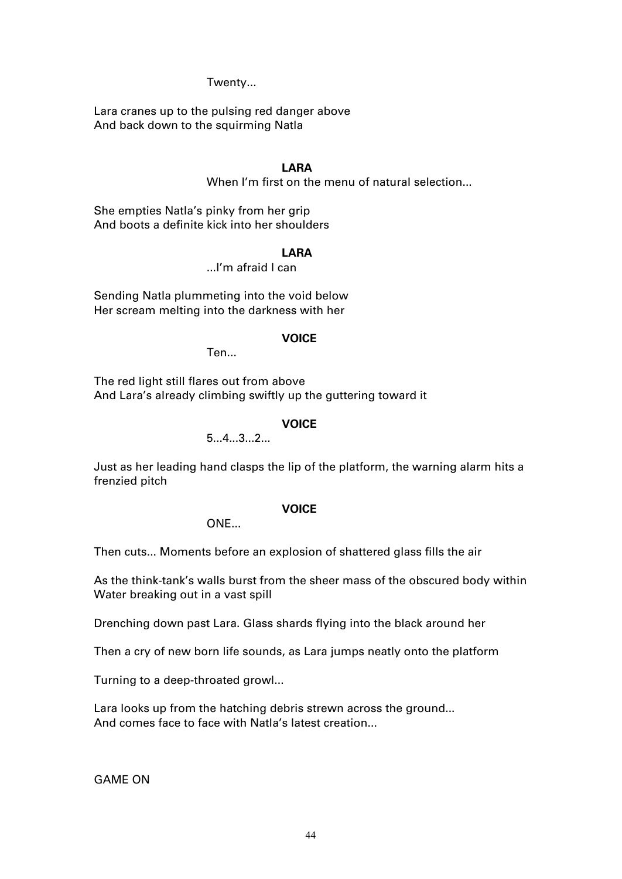Twenty...

Lara cranes up to the pulsing red danger above
And back down to the squirming Natla

**LARA**

When I'm first on the menu of natural selection...

She empties Natla's pinky from her grip
And boots a definite kick into her shoulders

**LARA**

...I'm afraid I can

Sending Natla plummeting into the void below
Her scream melting into the darkness with her

**VOICE**

Ten...

The red light still flares out from above
And Lara's already climbing swiftly up the guttering toward it

**VOICE**

5...4...3...2...

Just as her leading hand clasps the lip of the platform, the warning alarm hits a frenzied pitch

**VOICE**

ONE...

Then cuts... Moments before an explosion of shattered glass fills the air

As the think-tank's walls burst from the sheer mass of the obscured body within
Water breaking out in a vast spill

Drenching down past Lara. Glass shards flying into the black around her

Then a cry of new born life sounds, as Lara jumps neatly onto the platform

Turning to a deep-throated growl...

Lara looks up from the hatching debris strewn across the ground...
And comes face to face with Natla's latest creation...

GAME ON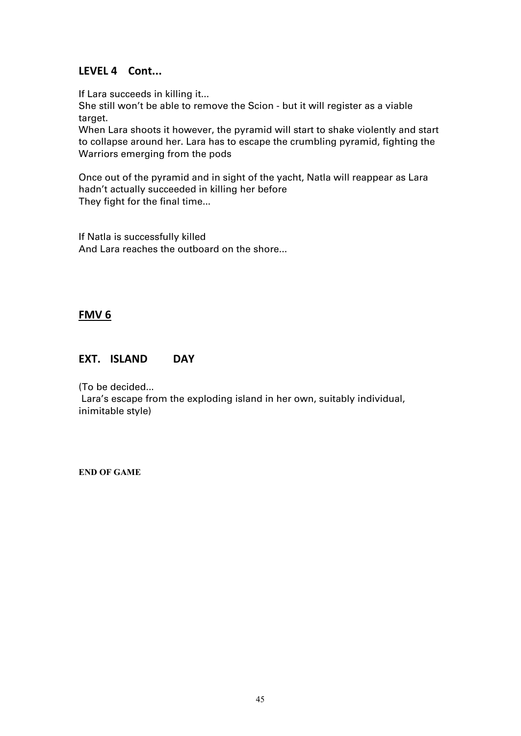## LEVEL 4 Cont...

If Lara succeeds in killing it...
She still won't be able to remove the Scion - but it will register as a viable target.
When Lara shoots it however, the pyramid will start to shake violently and start to collapse around her. Lara has to escape the crumbling pyramid, fighting the Warriors emerging from the pods

Once out of the pyramid and in sight of the yacht, Natla will reappear as Lara hadn't actually succeeded in killing her before
They fight for the final time...

If Natla is successfully killed
And Lara reaches the outboard on the shore...

## <u>FMV 6</u>

## EXT. ISLAND DAY

(To be decided...
Lara's escape from the exploding island in her own, suitably individual, inimitable style)

**END OF GAME**